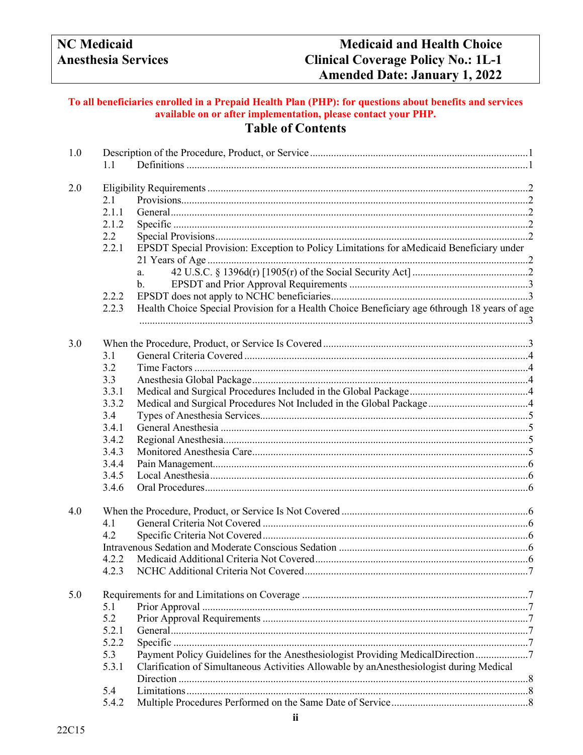**To all beneficiaries enrolled in a Prepaid Health Plan (PHP): for questions about benefits and services available on or after implementation, please contact your PHP.**

# Table of Contents

1.0 Description of the Procedure, Product, or Service ........ 1
- 1.1 Definitions ........ 1

2.0 Eligibility Requirements ........ 2
- 2.1 Provisions ........ 2
- 2.1.1 General ........ 2
- 2.1.2 Specific ........ 2
- 2.2 Special Provisions ........ 2
- 2.2.1 EPSDT Special Provision: Exception to Policy Limitations for aMedicaid Beneficiary under 21 Years of Age ........ 2
  - a. 42 U.S.C. § 1396d(r) [1905(r) of the Social Security Act] ........ 2
  - b. EPSDT and Prior Approval Requirements ........ 3
- 2.2.2 EPSDT does not apply to NCHC beneficiaries ........ 3
- 2.2.3 Health Choice Special Provision for a Health Choice Beneficiary age 6through 18 years of age ........ 3

3.0 When the Procedure, Product, or Service Is Covered ........ 3
- 3.1 General Criteria Covered ........ 4
- 3.2 Time Factors ........ 4
- 3.3 Anesthesia Global Package ........ 4
- 3.3.1 Medical and Surgical Procedures Included in the Global Package ........ 4
- 3.3.2 Medical and Surgical Procedures Not Included in the Global Package ........ 4
- 3.4 Types of Anesthesia Services ........ 5
- 3.4.1 General Anesthesia ........ 5
- 3.4.2 Regional Anesthesia ........ 5
- 3.4.3 Monitored Anesthesia Care ........ 5
- 3.4.4 Pain Management ........ 6
- 3.4.5 Local Anesthesia ........ 6
- 3.4.6 Oral Procedures ........ 6

4.0 When the Procedure, Product, or Service Is Not Covered ........ 6
- 4.1 General Criteria Not Covered ........ 6
- 4.2 Specific Criteria Not Covered ........ 6
- Intravenous Sedation and Moderate Conscious Sedation ........ 6
- 4.2.2 Medicaid Additional Criteria Not Covered ........ 6
- 4.2.3 NCHC Additional Criteria Not Covered ........ 7

5.0 Requirements for and Limitations on Coverage ........ 7
- 5.1 Prior Approval ........ 7
- 5.2 Prior Approval Requirements ........ 7
- 5.2.1 General ........ 7
- 5.2.2 Specific ........ 7
- 5.3 Payment Policy Guidelines for the Anesthesiologist Providing MedicalDirection ........ 7
- 5.3.1 Clarification of Simultaneous Activities Allowable by anAnesthesiologist during Medical Direction ........ 8
- 5.4 Limitations ........ 8
- 5.4.2 Multiple Procedures Performed on the Same Date of Service ........ 8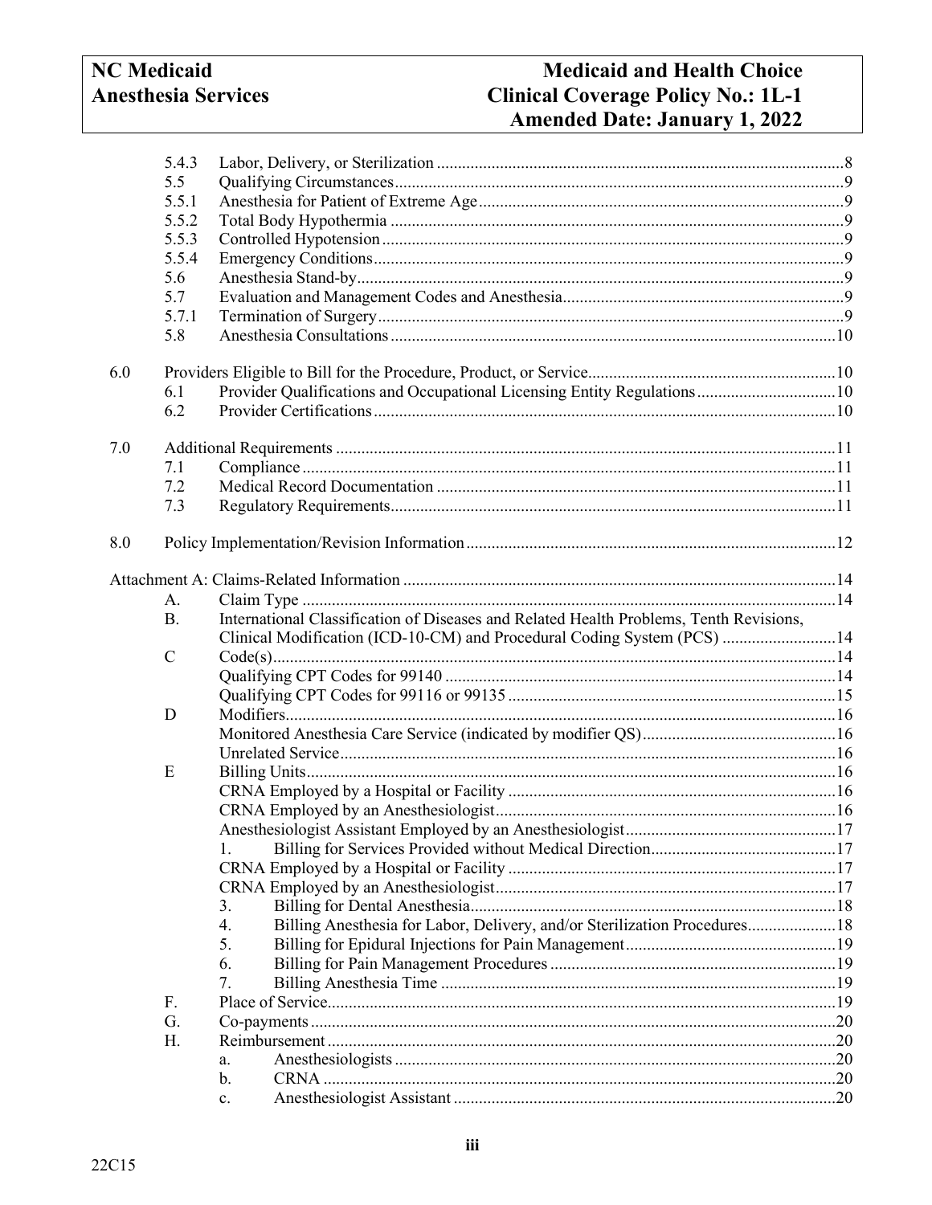| | | | |
|---|---|---|---|
| | 5.4.3 | Labor, Delivery, or Sterilization | 8 |
| | 5.5 | Qualifying Circumstances | 9 |
| | 5.5.1 | Anesthesia for Patient of Extreme Age | 9 |
| | 5.5.2 | Total Body Hypothermia | 9 |
| | 5.5.3 | Controlled Hypotension | 9 |
| | 5.5.4 | Emergency Conditions | 9 |
| | 5.6 | Anesthesia Stand-by | 9 |
| | 5.7 | Evaluation and Management Codes and Anesthesia | 9 |
| | 5.7.1 | Termination of Surgery | 9 |
| | 5.8 | Anesthesia Consultations | 10 |
| 6.0 | | Providers Eligible to Bill for the Procedure, Product, or Service | 10 |
| | 6.1 | Provider Qualifications and Occupational Licensing Entity Regulations | 10 |
| | 6.2 | Provider Certifications | 10 |
| 7.0 | | Additional Requirements | 11 |
| | 7.1 | Compliance | 11 |
| | 7.2 | Medical Record Documentation | 11 |
| | 7.3 | Regulatory Requirements | 11 |
| 8.0 | | Policy Implementation/Revision Information | 12 |

| | | | | |
|---|---|---|---|---|
| Attachment A: Claims-Related Information | | | | 14 |
| | A. | Claim Type | | 14 |
| | B. | International Classification of Diseases and Related Health Problems, Tenth Revisions, Clinical Modification (ICD-10-CM) and Procedural Coding System (PCS) | | 14 |
| | C | Code(s) | | 14 |
| | | Qualifying CPT Codes for 99140 | | 14 |
| | | Qualifying CPT Codes for 99116 or 99135 | | 15 |
| | D | Modifiers | | 16 |
| | | Monitored Anesthesia Care Service (indicated by modifier QS) | | 16 |
| | | Unrelated Service | | 16 |
| | E | Billing Units | | 16 |
| | | CRNA Employed by a Hospital or Facility | | 16 |
| | | CRNA Employed by an Anesthesiologist | | 16 |
| | | Anesthesiologist Assistant Employed by an Anesthesiologist | | 17 |
| | | 1. | Billing for Services Provided without Medical Direction | 17 |
| | | CRNA Employed by a Hospital or Facility | | 17 |
| | | CRNA Employed by an Anesthesiologist | | 17 |
| | | 3. | Billing for Dental Anesthesia | 18 |
| | | 4. | Billing Anesthesia for Labor, Delivery, and/or Sterilization Procedures | 18 |
| | | 5. | Billing for Epidural Injections for Pain Management | 19 |
| | | 6. | Billing for Pain Management Procedures | 19 |
| | | 7. | Billing Anesthesia Time | 19 |
| | F. | Place of Service | | 19 |
| | G. | Co-payments | | 20 |
| | H. | Reimbursement | | 20 |
| | | a. | Anesthesiologists | 20 |
| | | b. | CRNA | 20 |
| | | c. | Anesthesiologist Assistant | 20 |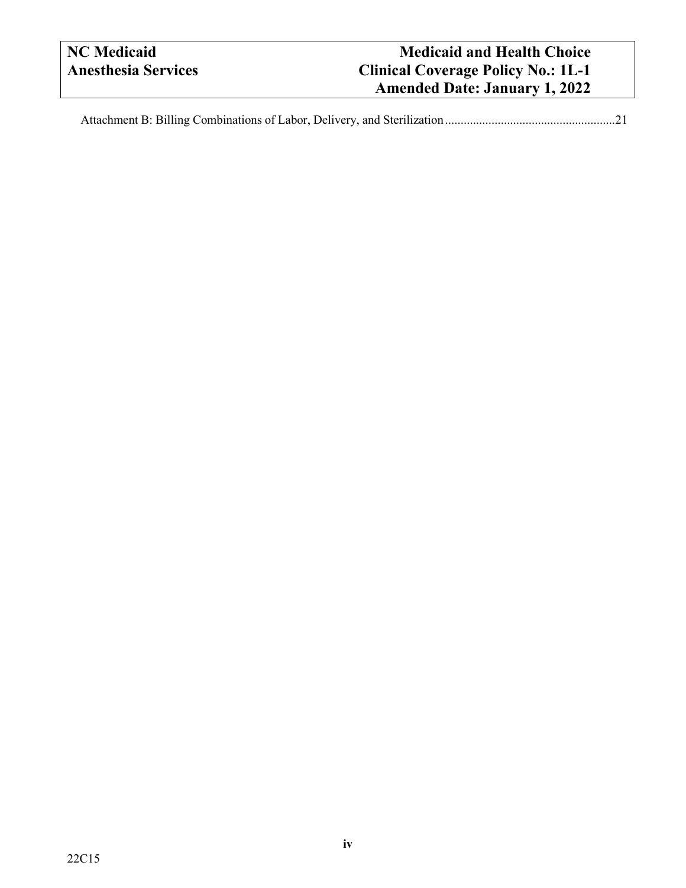Attachment B: Billing Combinations of Labor, Delivery, and Sterilization .......................................................21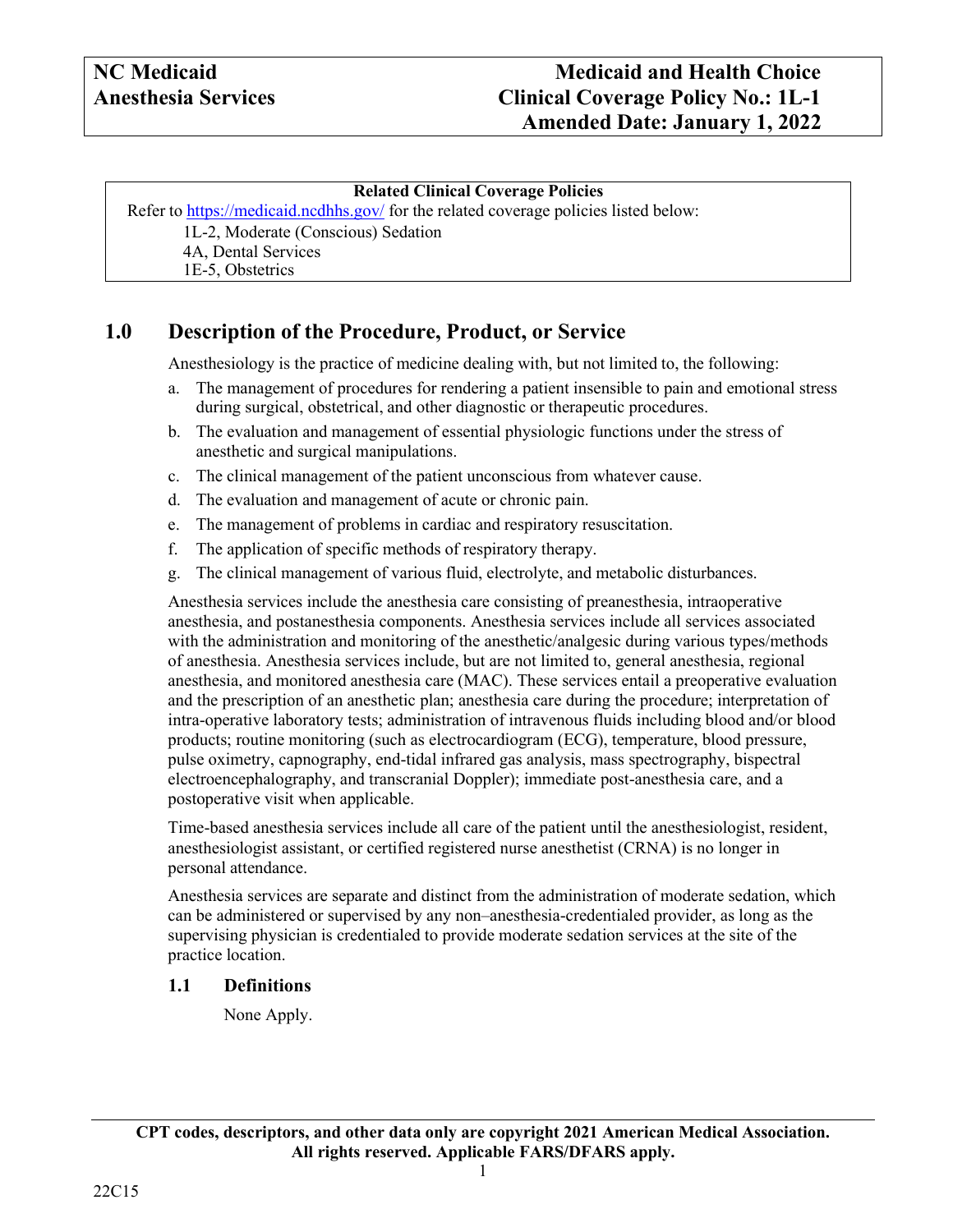**Related Clinical Coverage Policies**

Refer to https://medicaid.ncdhhs.gov/ for the related coverage policies listed below:

1L-2, Moderate (Conscious) Sedation
4A, Dental Services
1E-5, Obstetrics

## 1.0 Description of the Procedure, Product, or Service

Anesthesiology is the practice of medicine dealing with, but not limited to, the following:

a. The management of procedures for rendering a patient insensible to pain and emotional stress during surgical, obstetrical, and other diagnostic or therapeutic procedures.
b. The evaluation and management of essential physiologic functions under the stress of anesthetic and surgical manipulations.
c. The clinical management of the patient unconscious from whatever cause.
d. The evaluation and management of acute or chronic pain.
e. The management of problems in cardiac and respiratory resuscitation.
f. The application of specific methods of respiratory therapy.
g. The clinical management of various fluid, electrolyte, and metabolic disturbances.

Anesthesia services include the anesthesia care consisting of preanesthesia, intraoperative anesthesia, and postanesthesia components. Anesthesia services include all services associated with the administration and monitoring of the anesthetic/analgesic during various types/methods of anesthesia. Anesthesia services include, but are not limited to, general anesthesia, regional anesthesia, and monitored anesthesia care (MAC). These services entail a preoperative evaluation and the prescription of an anesthetic plan; anesthesia care during the procedure; interpretation of intra-operative laboratory tests; administration of intravenous fluids including blood and/or blood products; routine monitoring (such as electrocardiogram (ECG), temperature, blood pressure, pulse oximetry, capnography, end-tidal infrared gas analysis, mass spectrography, bispectral electroencephalography, and transcranial Doppler); immediate post-anesthesia care, and a postoperative visit when applicable.

Time-based anesthesia services include all care of the patient until the anesthesiologist, resident, anesthesiologist assistant, or certified registered nurse anesthetist (CRNA) is no longer in personal attendance.

Anesthesia services are separate and distinct from the administration of moderate sedation, which can be administered or supervised by any non–anesthesia-credentialed provider, as long as the supervising physician is credentialed to provide moderate sedation services at the site of the practice location.

### 1.1 Definitions

None Apply.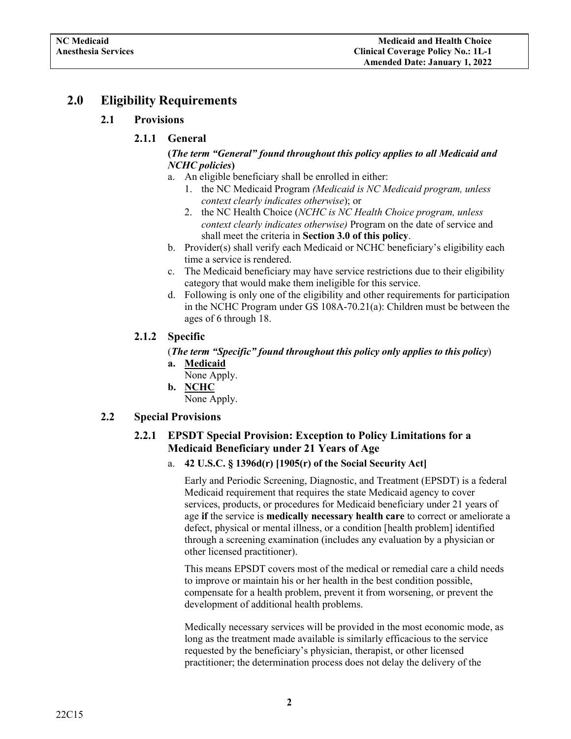# 2.0 Eligibility Requirements

## 2.1 Provisions

### 2.1.1 General

**(*The term "General" found throughout this policy applies to all Medicaid and NCHC policies*)**

a. An eligible beneficiary shall be enrolled in either:
   1. the NC Medicaid Program *(Medicaid is NC Medicaid program, unless context clearly indicates otherwise*); or
   2. the NC Health Choice (*NCHC is NC Health Choice program, unless context clearly indicates otherwise)* Program on the date of service and shall meet the criteria in **Section 3.0 of this policy**.

b. Provider(s) shall verify each Medicaid or NCHC beneficiary's eligibility each time a service is rendered.

c. The Medicaid beneficiary may have service restrictions due to their eligibility category that would make them ineligible for this service.

d. Following is only one of the eligibility and other requirements for participation in the NCHC Program under GS 108A-70.21(a): Children must be between the ages of 6 through 18.

### 2.1.2 Specific

(***The term "Specific" found throughout this policy only applies to this policy***)

**a. <u>Medicaid</u>**
None Apply.

**b. <u>NCHC</u>**
None Apply.

## 2.2 Special Provisions

### 2.2.1 EPSDT Special Provision: Exception to Policy Limitations for a Medicaid Beneficiary under 21 Years of Age

a. **42 U.S.C. § 1396d(r) [1905(r) of the Social Security Act]**

Early and Periodic Screening, Diagnostic, and Treatment (EPSDT) is a federal Medicaid requirement that requires the state Medicaid agency to cover services, products, or procedures for Medicaid beneficiary under 21 years of age **if** the service is **medically necessary health care** to correct or ameliorate a defect, physical or mental illness, or a condition [health problem] identified through a screening examination (includes any evaluation by a physician or other licensed practitioner).

This means EPSDT covers most of the medical or remedial care a child needs to improve or maintain his or her health in the best condition possible, compensate for a health problem, prevent it from worsening, or prevent the development of additional health problems.

Medically necessary services will be provided in the most economic mode, as long as the treatment made available is similarly efficacious to the service requested by the beneficiary's physician, therapist, or other licensed practitioner; the determination process does not delay the delivery of the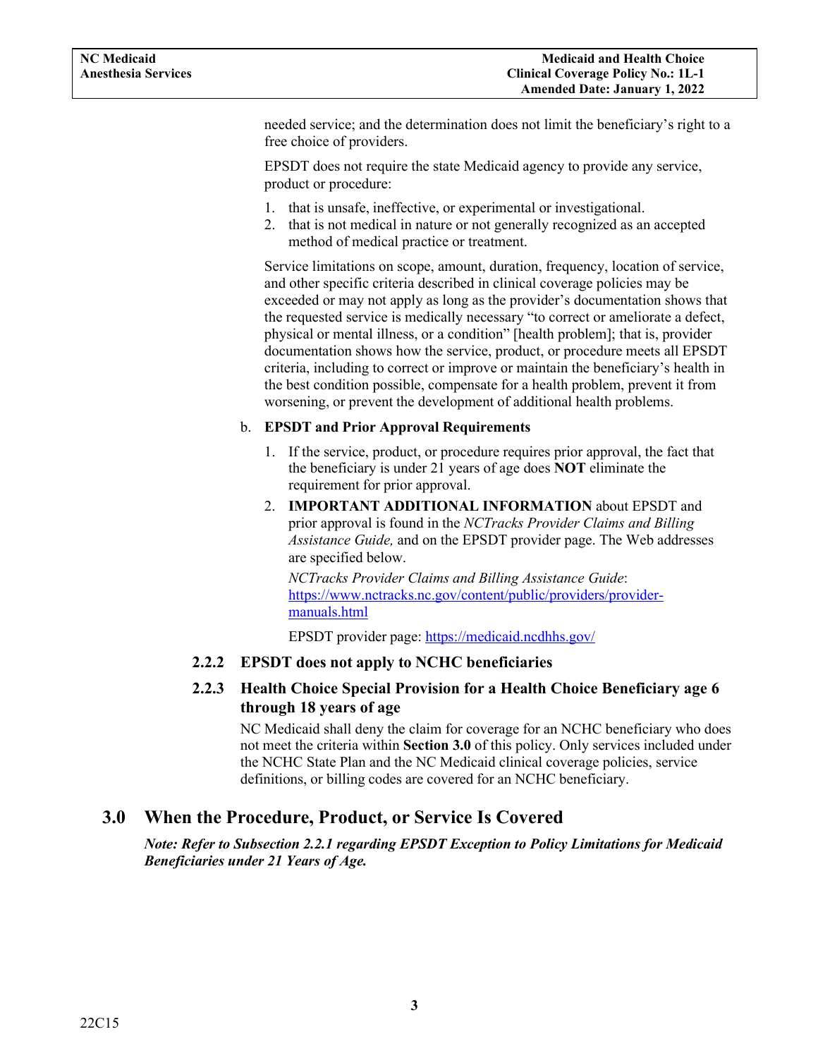needed service; and the determination does not limit the beneficiary's right to a free choice of providers.

EPSDT does not require the state Medicaid agency to provide any service, product or procedure:

1. that is unsafe, ineffective, or experimental or investigational.
2. that is not medical in nature or not generally recognized as an accepted method of medical practice or treatment.

Service limitations on scope, amount, duration, frequency, location of service, and other specific criteria described in clinical coverage policies may be exceeded or may not apply as long as the provider's documentation shows that the requested service is medically necessary "to correct or ameliorate a defect, physical or mental illness, or a condition" [health problem]; that is, provider documentation shows how the service, product, or procedure meets all EPSDT criteria, including to correct or improve or maintain the beneficiary's health in the best condition possible, compensate for a health problem, prevent it from worsening, or prevent the development of additional health problems.

b. **EPSDT and Prior Approval Requirements**

1. If the service, product, or procedure requires prior approval, the fact that the beneficiary is under 21 years of age does **NOT** eliminate the requirement for prior approval.
2. **IMPORTANT ADDITIONAL INFORMATION** about EPSDT and prior approval is found in the *NCTracks Provider Claims and Billing Assistance Guide,* and on the EPSDT provider page. The Web addresses are specified below.

   *NCTracks Provider Claims and Billing Assistance Guide*: https://www.nctracks.nc.gov/content/public/providers/provider-manuals.html

   EPSDT provider page: https://medicaid.ncdhhs.gov/

### 2.2.2 EPSDT does not apply to NCHC beneficiaries

### 2.2.3 Health Choice Special Provision for a Health Choice Beneficiary age 6 through 18 years of age

NC Medicaid shall deny the claim for coverage for an NCHC beneficiary who does not meet the criteria within **Section 3.0** of this policy. Only services included under the NCHC State Plan and the NC Medicaid clinical coverage policies, service definitions, or billing codes are covered for an NCHC beneficiary.

## 3.0 When the Procedure, Product, or Service Is Covered

***Note: Refer to Subsection 2.2.1 regarding EPSDT Exception to Policy Limitations for Medicaid Beneficiaries under 21 Years of Age.***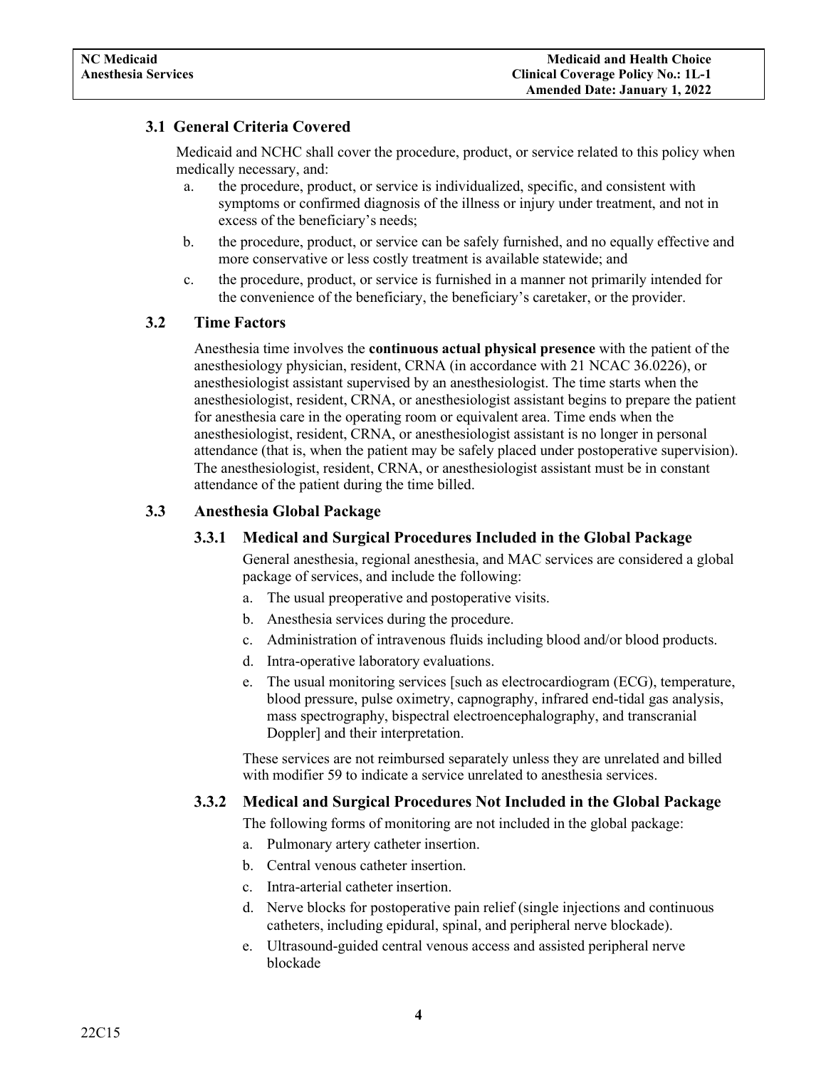### 3.1 General Criteria Covered

Medicaid and NCHC shall cover the procedure, product, or service related to this policy when medically necessary, and:

a. the procedure, product, or service is individualized, specific, and consistent with symptoms or confirmed diagnosis of the illness or injury under treatment, and not in excess of the beneficiary's needs;
b. the procedure, product, or service can be safely furnished, and no equally effective and more conservative or less costly treatment is available statewide; and
c. the procedure, product, or service is furnished in a manner not primarily intended for the convenience of the beneficiary, the beneficiary's caretaker, or the provider.

### 3.2 Time Factors

Anesthesia time involves the **continuous actual physical presence** with the patient of the anesthesiology physician, resident, CRNA (in accordance with 21 NCAC 36.0226), or anesthesiologist assistant supervised by an anesthesiologist. The time starts when the anesthesiologist, resident, CRNA, or anesthesiologist assistant begins to prepare the patient for anesthesia care in the operating room or equivalent area. Time ends when the anesthesiologist, resident, CRNA, or anesthesiologist assistant is no longer in personal attendance (that is, when the patient may be safely placed under postoperative supervision). The anesthesiologist, resident, CRNA, or anesthesiologist assistant must be in constant attendance of the patient during the time billed.

### 3.3 Anesthesia Global Package

#### 3.3.1 Medical and Surgical Procedures Included in the Global Package

General anesthesia, regional anesthesia, and MAC services are considered a global package of services, and include the following:

a. The usual preoperative and postoperative visits.
b. Anesthesia services during the procedure.
c. Administration of intravenous fluids including blood and/or blood products.
d. Intra-operative laboratory evaluations.
e. The usual monitoring services [such as electrocardiogram (ECG), temperature, blood pressure, pulse oximetry, capnography, infrared end-tidal gas analysis, mass spectrography, bispectral electroencephalography, and transcranial Doppler] and their interpretation.

These services are not reimbursed separately unless they are unrelated and billed with modifier 59 to indicate a service unrelated to anesthesia services.

#### 3.3.2 Medical and Surgical Procedures Not Included in the Global Package

The following forms of monitoring are not included in the global package:

a. Pulmonary artery catheter insertion.
b. Central venous catheter insertion.
c. Intra-arterial catheter insertion.
d. Nerve blocks for postoperative pain relief (single injections and continuous catheters, including epidural, spinal, and peripheral nerve blockade).
e. Ultrasound-guided central venous access and assisted peripheral nerve blockade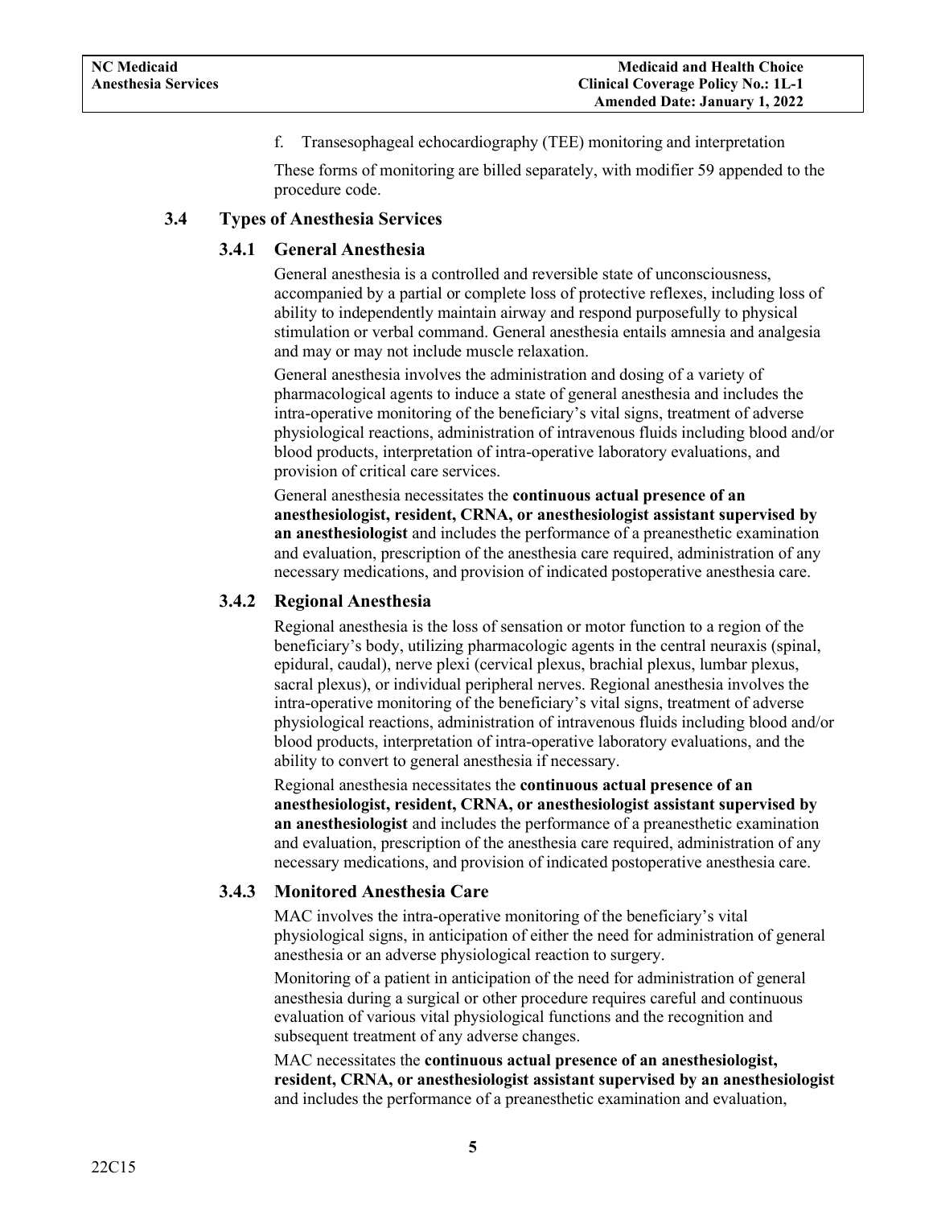f. Transesophageal echocardiography (TEE) monitoring and interpretation

These forms of monitoring are billed separately, with modifier 59 appended to the procedure code.

## 3.4 Types of Anesthesia Services

### 3.4.1 General Anesthesia

General anesthesia is a controlled and reversible state of unconsciousness, accompanied by a partial or complete loss of protective reflexes, including loss of ability to independently maintain airway and respond purposefully to physical stimulation or verbal command. General anesthesia entails amnesia and analgesia and may or may not include muscle relaxation.

General anesthesia involves the administration and dosing of a variety of pharmacological agents to induce a state of general anesthesia and includes the intra-operative monitoring of the beneficiary's vital signs, treatment of adverse physiological reactions, administration of intravenous fluids including blood and/or blood products, interpretation of intra-operative laboratory evaluations, and provision of critical care services.

General anesthesia necessitates the **continuous actual presence of an anesthesiologist, resident, CRNA, or anesthesiologist assistant supervised by an anesthesiologist** and includes the performance of a preanesthetic examination and evaluation, prescription of the anesthesia care required, administration of any necessary medications, and provision of indicated postoperative anesthesia care.

### 3.4.2 Regional Anesthesia

Regional anesthesia is the loss of sensation or motor function to a region of the beneficiary's body, utilizing pharmacologic agents in the central neuraxis (spinal, epidural, caudal), nerve plexi (cervical plexus, brachial plexus, lumbar plexus, sacral plexus), or individual peripheral nerves. Regional anesthesia involves the intra-operative monitoring of the beneficiary's vital signs, treatment of adverse physiological reactions, administration of intravenous fluids including blood and/or blood products, interpretation of intra-operative laboratory evaluations, and the ability to convert to general anesthesia if necessary.

Regional anesthesia necessitates the **continuous actual presence of an anesthesiologist, resident, CRNA, or anesthesiologist assistant supervised by an anesthesiologist** and includes the performance of a preanesthetic examination and evaluation, prescription of the anesthesia care required, administration of any necessary medications, and provision of indicated postoperative anesthesia care.

### 3.4.3 Monitored Anesthesia Care

MAC involves the intra-operative monitoring of the beneficiary's vital physiological signs, in anticipation of either the need for administration of general anesthesia or an adverse physiological reaction to surgery.

Monitoring of a patient in anticipation of the need for administration of general anesthesia during a surgical or other procedure requires careful and continuous evaluation of various vital physiological functions and the recognition and subsequent treatment of any adverse changes.

MAC necessitates the **continuous actual presence of an anesthesiologist, resident, CRNA, or anesthesiologist assistant supervised by an anesthesiologist** and includes the performance of a preanesthetic examination and evaluation,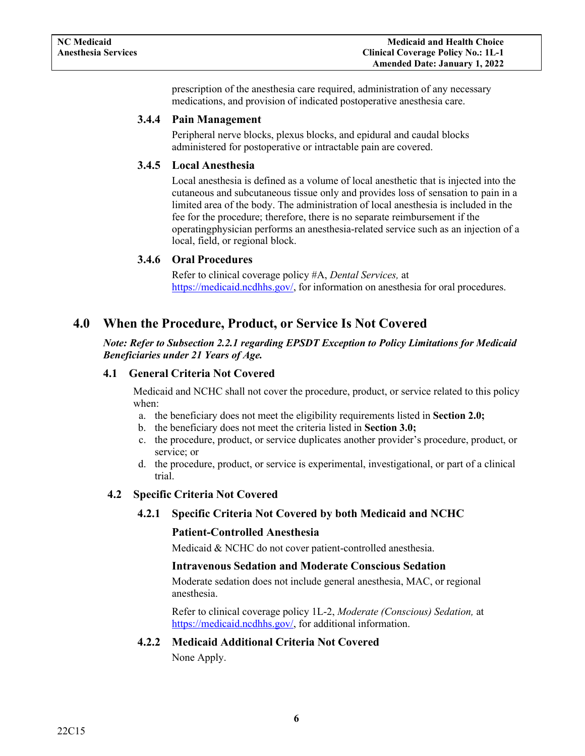prescription of the anesthesia care required, administration of any necessary medications, and provision of indicated postoperative anesthesia care.

#### 3.4.4 Pain Management

Peripheral nerve blocks, plexus blocks, and epidural and caudal blocks administered for postoperative or intractable pain are covered.

#### 3.4.5 Local Anesthesia

Local anesthesia is defined as a volume of local anesthetic that is injected into the cutaneous and subcutaneous tissue only and provides loss of sensation to pain in a limited area of the body. The administration of local anesthesia is included in the fee for the procedure; therefore, there is no separate reimbursement if the operatingphysician performs an anesthesia-related service such as an injection of a local, field, or regional block.

#### 3.4.6 Oral Procedures

Refer to clinical coverage policy #A, *Dental Services,* at https://medicaid.ncdhhs.gov/, for information on anesthesia for oral procedures.

# 4.0 When the Procedure, Product, or Service Is Not Covered

***Note: Refer to Subsection 2.2.1 regarding EPSDT Exception to Policy Limitations for Medicaid Beneficiaries under 21 Years of Age.***

## 4.1 General Criteria Not Covered

Medicaid and NCHC shall not cover the procedure, product, or service related to this policy when:

a. the beneficiary does not meet the eligibility requirements listed in **Section 2.0;**
b. the beneficiary does not meet the criteria listed in **Section 3.0;**
c. the procedure, product, or service duplicates another provider's procedure, product, or service; or
d. the procedure, product, or service is experimental, investigational, or part of a clinical trial.

## 4.2 Specific Criteria Not Covered

### 4.2.1 Specific Criteria Not Covered by both Medicaid and NCHC

**Patient-Controlled Anesthesia**

Medicaid & NCHC do not cover patient-controlled anesthesia.

**Intravenous Sedation and Moderate Conscious Sedation**

Moderate sedation does not include general anesthesia, MAC, or regional anesthesia.

Refer to clinical coverage policy 1L-2, *Moderate (Conscious) Sedation,* at https://medicaid.ncdhhs.gov/, for additional information.

### 4.2.2 Medicaid Additional Criteria Not Covered

None Apply.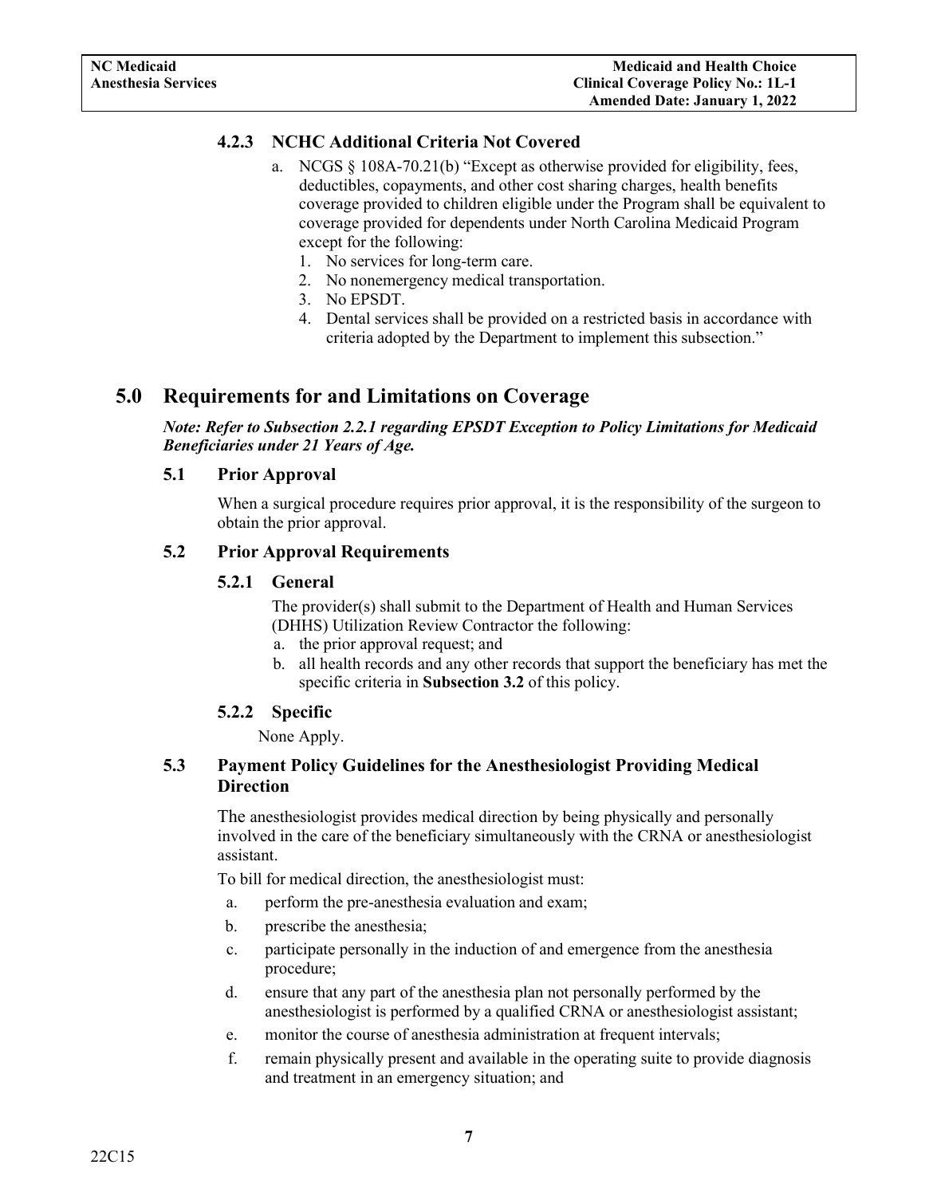### 4.2.3 NCHC Additional Criteria Not Covered

a. NCGS § 108A-70.21(b) "Except as otherwise provided for eligibility, fees, deductibles, copayments, and other cost sharing charges, health benefits coverage provided to children eligible under the Program shall be equivalent to coverage provided for dependents under North Carolina Medicaid Program except for the following:
   1. No services for long-term care.
   2. No nonemergency medical transportation.
   3. No EPSDT.
   4. Dental services shall be provided on a restricted basis in accordance with criteria adopted by the Department to implement this subsection."

# 5.0 Requirements for and Limitations on Coverage

***Note: Refer to Subsection 2.2.1 regarding EPSDT Exception to Policy Limitations for Medicaid Beneficiaries under 21 Years of Age.***

## 5.1 Prior Approval

When a surgical procedure requires prior approval, it is the responsibility of the surgeon to obtain the prior approval.

## 5.2 Prior Approval Requirements

### 5.2.1 General

The provider(s) shall submit to the Department of Health and Human Services (DHHS) Utilization Review Contractor the following:

a. the prior approval request; and
b. all health records and any other records that support the beneficiary has met the specific criteria in **Subsection 3.2** of this policy.

### 5.2.2 Specific

None Apply.

## 5.3 Payment Policy Guidelines for the Anesthesiologist Providing Medical Direction

The anesthesiologist provides medical direction by being physically and personally involved in the care of the beneficiary simultaneously with the CRNA or anesthesiologist assistant.

To bill for medical direction, the anesthesiologist must:

a. perform the pre-anesthesia evaluation and exam;
b. prescribe the anesthesia;
c. participate personally in the induction of and emergence from the anesthesia procedure;
d. ensure that any part of the anesthesia plan not personally performed by the anesthesiologist is performed by a qualified CRNA or anesthesiologist assistant;
e. monitor the course of anesthesia administration at frequent intervals;
f. remain physically present and available in the operating suite to provide diagnosis and treatment in an emergency situation; and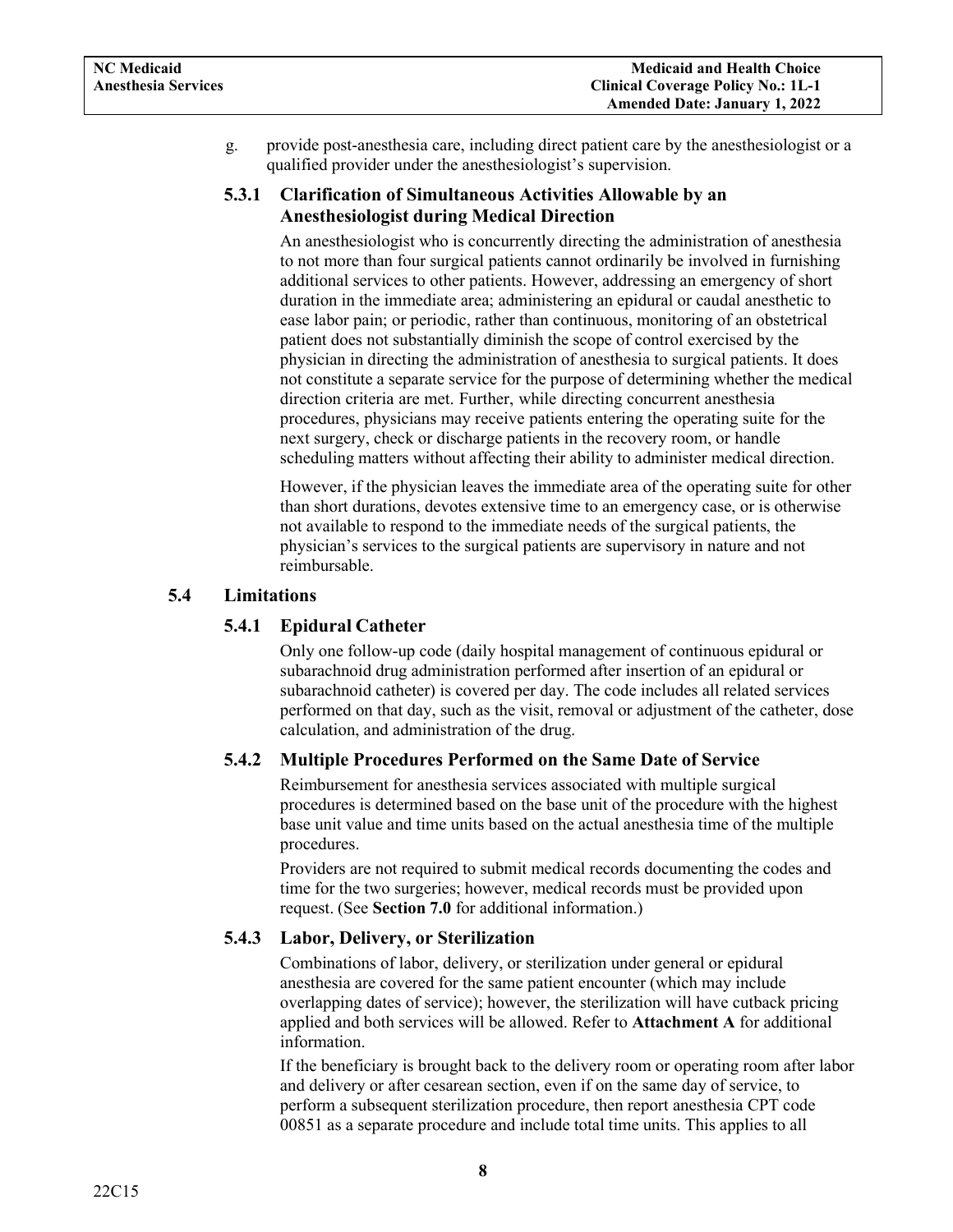g. provide post-anesthesia care, including direct patient care by the anesthesiologist or a qualified provider under the anesthesiologist's supervision.

#### 5.3.1 Clarification of Simultaneous Activities Allowable by an Anesthesiologist during Medical Direction

An anesthesiologist who is concurrently directing the administration of anesthesia to not more than four surgical patients cannot ordinarily be involved in furnishing additional services to other patients. However, addressing an emergency of short duration in the immediate area; administering an epidural or caudal anesthetic to ease labor pain; or periodic, rather than continuous, monitoring of an obstetrical patient does not substantially diminish the scope of control exercised by the physician in directing the administration of anesthesia to surgical patients. It does not constitute a separate service for the purpose of determining whether the medical direction criteria are met. Further, while directing concurrent anesthesia procedures, physicians may receive patients entering the operating suite for the next surgery, check or discharge patients in the recovery room, or handle scheduling matters without affecting their ability to administer medical direction.

However, if the physician leaves the immediate area of the operating suite for other than short durations, devotes extensive time to an emergency case, or is otherwise not available to respond to the immediate needs of the surgical patients, the physician's services to the surgical patients are supervisory in nature and not reimbursable.

### 5.4 Limitations

#### 5.4.1 Epidural Catheter

Only one follow-up code (daily hospital management of continuous epidural or subarachnoid drug administration performed after insertion of an epidural or subarachnoid catheter) is covered per day. The code includes all related services performed on that day, such as the visit, removal or adjustment of the catheter, dose calculation, and administration of the drug.

#### 5.4.2 Multiple Procedures Performed on the Same Date of Service

Reimbursement for anesthesia services associated with multiple surgical procedures is determined based on the base unit of the procedure with the highest base unit value and time units based on the actual anesthesia time of the multiple procedures.

Providers are not required to submit medical records documenting the codes and time for the two surgeries; however, medical records must be provided upon request. (See **Section 7.0** for additional information.)

#### 5.4.3 Labor, Delivery, or Sterilization

Combinations of labor, delivery, or sterilization under general or epidural anesthesia are covered for the same patient encounter (which may include overlapping dates of service); however, the sterilization will have cutback pricing applied and both services will be allowed. Refer to **Attachment A** for additional information.

If the beneficiary is brought back to the delivery room or operating room after labor and delivery or after cesarean section, even if on the same day of service, to perform a subsequent sterilization procedure, then report anesthesia CPT code 00851 as a separate procedure and include total time units. This applies to all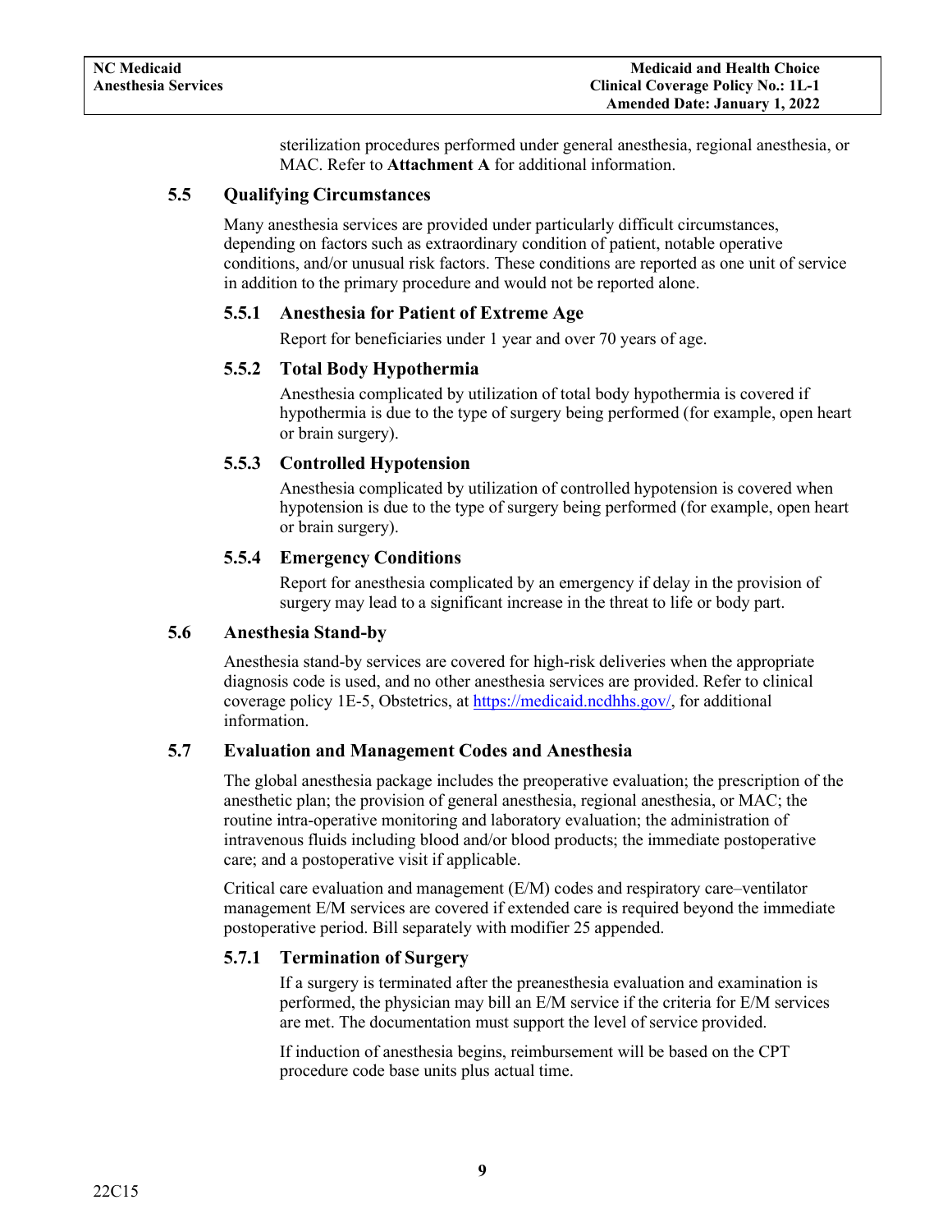sterilization procedures performed under general anesthesia, regional anesthesia, or MAC. Refer to **Attachment A** for additional information.

## 5.5 Qualifying Circumstances

Many anesthesia services are provided under particularly difficult circumstances, depending on factors such as extraordinary condition of patient, notable operative conditions, and/or unusual risk factors. These conditions are reported as one unit of service in addition to the primary procedure and would not be reported alone.

### 5.5.1 Anesthesia for Patient of Extreme Age

Report for beneficiaries under 1 year and over 70 years of age.

### 5.5.2 Total Body Hypothermia

Anesthesia complicated by utilization of total body hypothermia is covered if hypothermia is due to the type of surgery being performed (for example, open heart or brain surgery).

### 5.5.3 Controlled Hypotension

Anesthesia complicated by utilization of controlled hypotension is covered when hypotension is due to the type of surgery being performed (for example, open heart or brain surgery).

### 5.5.4 Emergency Conditions

Report for anesthesia complicated by an emergency if delay in the provision of surgery may lead to a significant increase in the threat to life or body part.

## 5.6 Anesthesia Stand-by

Anesthesia stand-by services are covered for high-risk deliveries when the appropriate diagnosis code is used, and no other anesthesia services are provided. Refer to clinical coverage policy 1E-5, Obstetrics, at https://medicaid.ncdhhs.gov/, for additional information.

## 5.7 Evaluation and Management Codes and Anesthesia

The global anesthesia package includes the preoperative evaluation; the prescription of the anesthetic plan; the provision of general anesthesia, regional anesthesia, or MAC; the routine intra-operative monitoring and laboratory evaluation; the administration of intravenous fluids including blood and/or blood products; the immediate postoperative care; and a postoperative visit if applicable.

Critical care evaluation and management (E/M) codes and respiratory care–ventilator management E/M services are covered if extended care is required beyond the immediate postoperative period. Bill separately with modifier 25 appended.

### 5.7.1 Termination of Surgery

If a surgery is terminated after the preanesthesia evaluation and examination is performed, the physician may bill an E/M service if the criteria for E/M services are met. The documentation must support the level of service provided.

If induction of anesthesia begins, reimbursement will be based on the CPT procedure code base units plus actual time.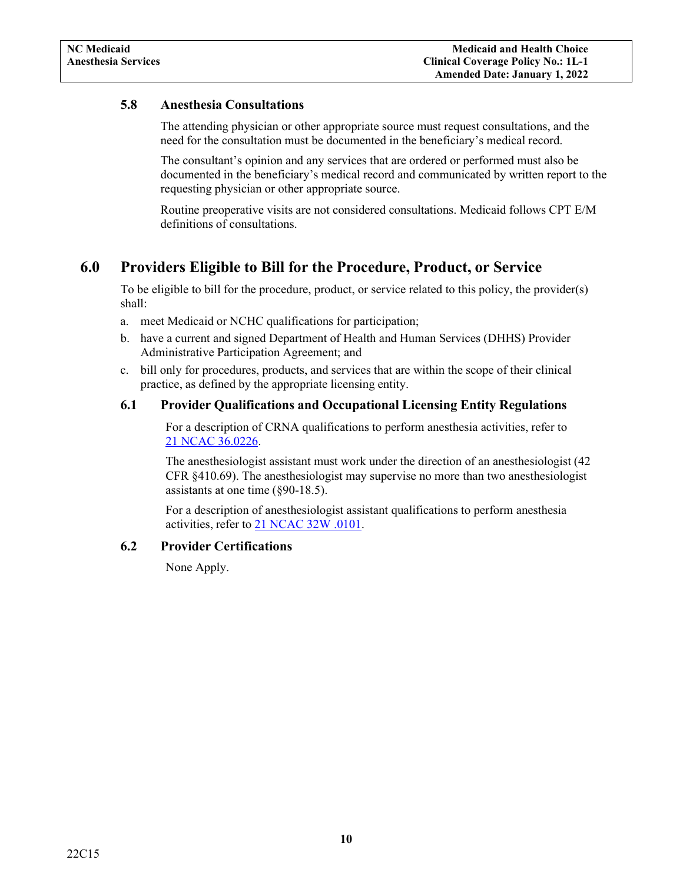### 5.8 Anesthesia Consultations

The attending physician or other appropriate source must request consultations, and the need for the consultation must be documented in the beneficiary's medical record.

The consultant's opinion and any services that are ordered or performed must also be documented in the beneficiary's medical record and communicated by written report to the requesting physician or other appropriate source.

Routine preoperative visits are not considered consultations. Medicaid follows CPT E/M definitions of consultations.

## 6.0 Providers Eligible to Bill for the Procedure, Product, or Service

To be eligible to bill for the procedure, product, or service related to this policy, the provider(s) shall:

a. meet Medicaid or NCHC qualifications for participation;
b. have a current and signed Department of Health and Human Services (DHHS) Provider Administrative Participation Agreement; and
c. bill only for procedures, products, and services that are within the scope of their clinical practice, as defined by the appropriate licensing entity.

### 6.1 Provider Qualifications and Occupational Licensing Entity Regulations

For a description of CRNA qualifications to perform anesthesia activities, refer to [21 NCAC 36.0226](21 NCAC 36.0226).

The anesthesiologist assistant must work under the direction of an anesthesiologist (42 CFR §410.69). The anesthesiologist may supervise no more than two anesthesiologist assistants at one time (§90-18.5).

For a description of anesthesiologist assistant qualifications to perform anesthesia activities, refer to [21 NCAC 32W .0101](21 NCAC 32W .0101).

### 6.2 Provider Certifications

None Apply.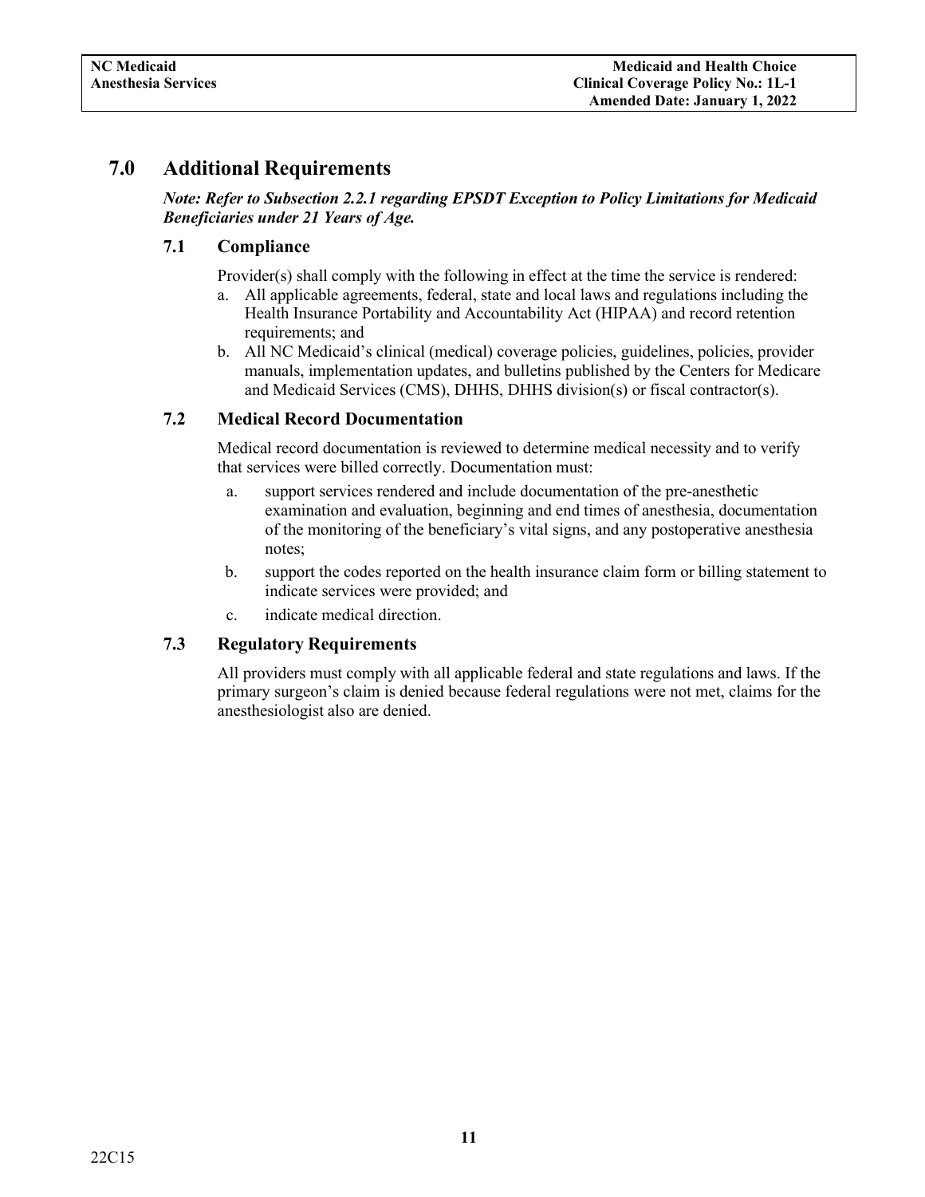# 7.0 Additional Requirements

***Note: Refer to Subsection 2.2.1 regarding EPSDT Exception to Policy Limitations for Medicaid Beneficiaries under 21 Years of Age.***

## 7.1 Compliance

Provider(s) shall comply with the following in effect at the time the service is rendered:

a. All applicable agreements, federal, state and local laws and regulations including the Health Insurance Portability and Accountability Act (HIPAA) and record retention requirements; and
b. All NC Medicaid's clinical (medical) coverage policies, guidelines, policies, provider manuals, implementation updates, and bulletins published by the Centers for Medicare and Medicaid Services (CMS), DHHS, DHHS division(s) or fiscal contractor(s).

## 7.2 Medical Record Documentation

Medical record documentation is reviewed to determine medical necessity and to verify that services were billed correctly. Documentation must:

a. support services rendered and include documentation of the pre-anesthetic examination and evaluation, beginning and end times of anesthesia, documentation of the monitoring of the beneficiary's vital signs, and any postoperative anesthesia notes;
b. support the codes reported on the health insurance claim form or billing statement to indicate services were provided; and
c. indicate medical direction.

## 7.3 Regulatory Requirements

All providers must comply with all applicable federal and state regulations and laws. If the primary surgeon's claim is denied because federal regulations were not met, claims for the anesthesiologist also are denied.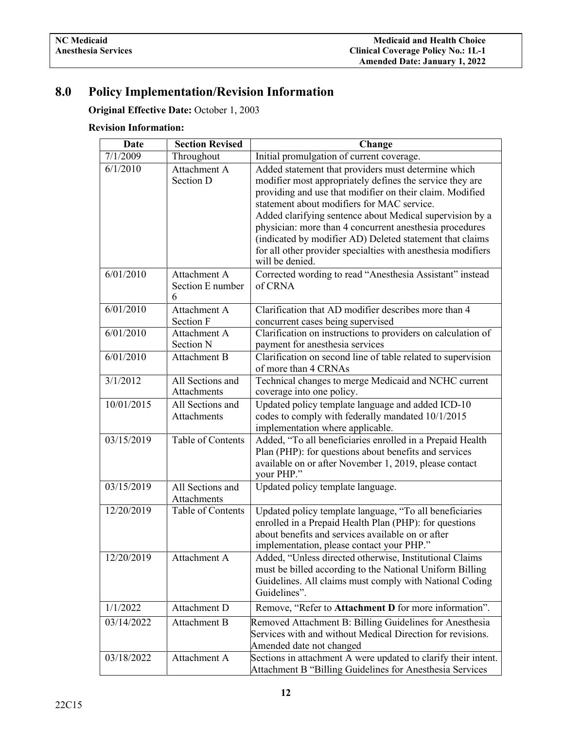## 8.0 Policy Implementation/Revision Information

**Original Effective Date:** October 1, 2003

**Revision Information:**

| Date | Section Revised | Change |
|---|---|---|
| 7/1/2009 | Throughout | Initial promulgation of current coverage. |
| 6/1/2010 | Attachment A Section D | Added statement that providers must determine which modifier most appropriately defines the service they are providing and use that modifier on their claim. Modified statement about modifiers for MAC service. Added clarifying sentence about Medical supervision by a physician: more than 4 concurrent anesthesia procedures (indicated by modifier AD) Deleted statement that claims for all other provider specialties with anesthesia modifiers will be denied. |
| 6/01/2010 | Attachment A Section E number 6 | Corrected wording to read "Anesthesia Assistant" instead of CRNA |
| 6/01/2010 | Attachment A Section F | Clarification that AD modifier describes more than 4 concurrent cases being supervised |
| 6/01/2010 | Attachment A Section N | Clarification on instructions to providers on calculation of payment for anesthesia services |
| 6/01/2010 | Attachment B | Clarification on second line of table related to supervision of more than 4 CRNAs |
| 3/1/2012 | All Sections and Attachments | Technical changes to merge Medicaid and NCHC current coverage into one policy. |
| 10/01/2015 | All Sections and Attachments | Updated policy template language and added ICD-10 codes to comply with federally mandated 10/1/2015 implementation where applicable. |
| 03/15/2019 | Table of Contents | Added, "To all beneficiaries enrolled in a Prepaid Health Plan (PHP): for questions about benefits and services available on or after November 1, 2019, please contact your PHP." |
| 03/15/2019 | All Sections and Attachments | Updated policy template language. |
| 12/20/2019 | Table of Contents | Updated policy template language, "To all beneficiaries enrolled in a Prepaid Health Plan (PHP): for questions about benefits and services available on or after implementation, please contact your PHP." |
| 12/20/2019 | Attachment A | Added, "Unless directed otherwise, Institutional Claims must be billed according to the National Uniform Billing Guidelines. All claims must comply with National Coding Guidelines". |
| 1/1/2022 | Attachment D | Remove, "Refer to **Attachment D** for more information". |
| 03/14/2022 | Attachment B | Removed Attachment B: Billing Guidelines for Anesthesia Services with and without Medical Direction for revisions. Amended date not changed |
| 03/18/2022 | Attachment A | Sections in attachment A were updated to clarify their intent. Attachment B "Billing Guidelines for Anesthesia Services |

22C15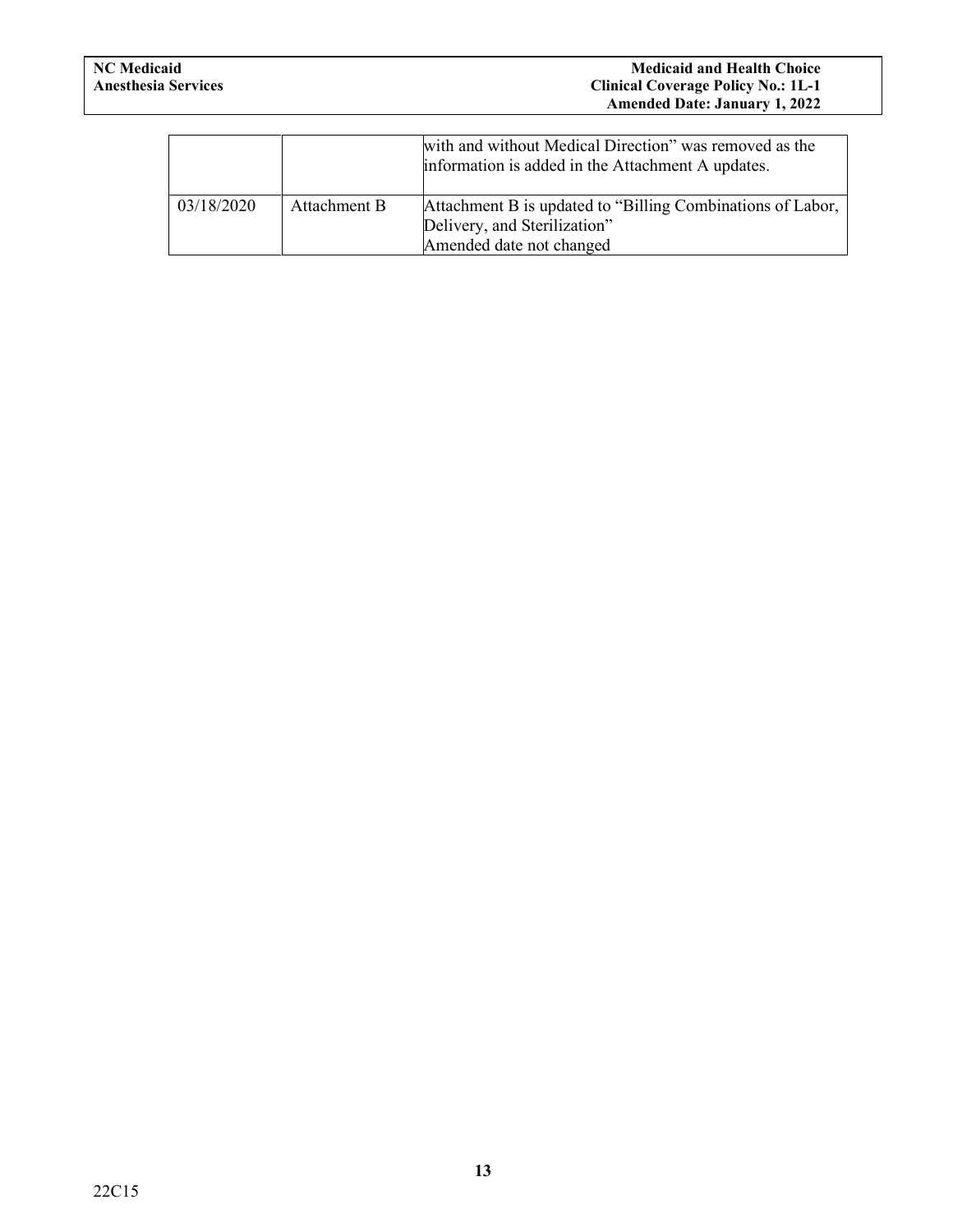| | | |
|---|---|---|
| | | with and without Medical Direction" was removed as the information is added in the Attachment A updates. |
| 03/18/2020 | Attachment B | Attachment B is updated to "Billing Combinations of Labor, Delivery, and Sterilization"<br>Amended date not changed |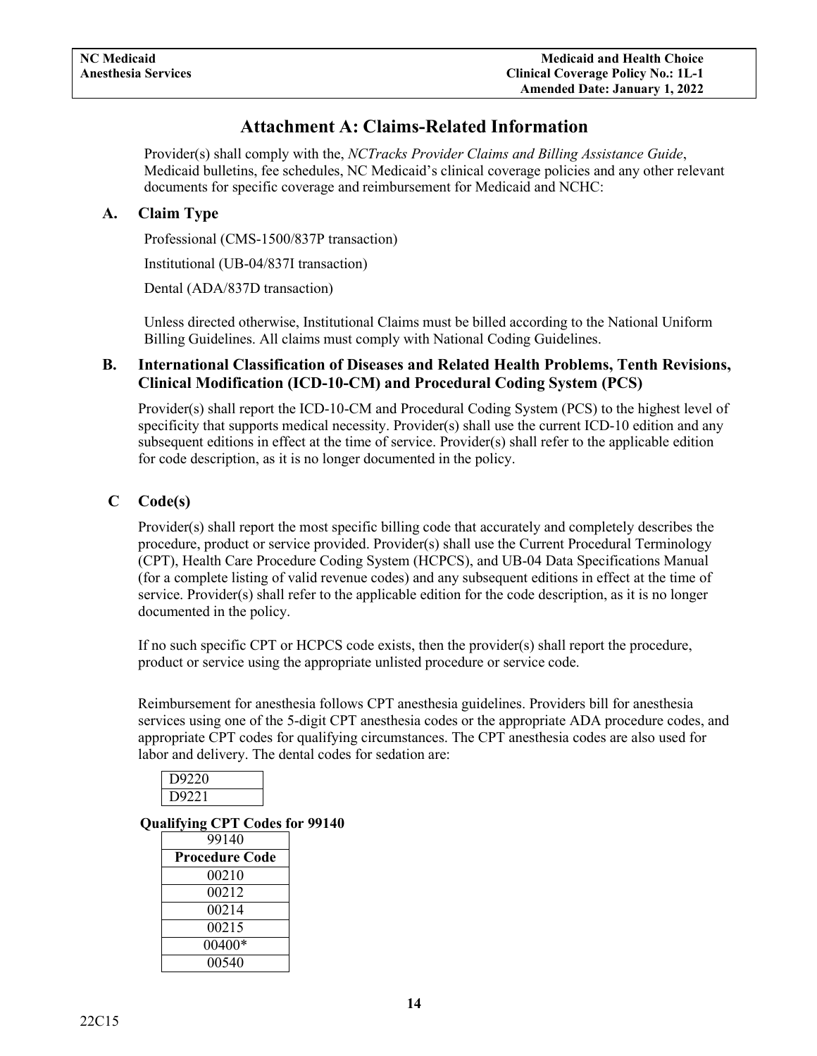# Attachment A: Claims-Related Information

Provider(s) shall comply with the, *NCTracks Provider Claims and Billing Assistance Guide*, Medicaid bulletins, fee schedules, NC Medicaid's clinical coverage policies and any other relevant documents for specific coverage and reimbursement for Medicaid and NCHC:

## A. Claim Type

Professional (CMS-1500/837P transaction)

Institutional (UB-04/837I transaction)

Dental (ADA/837D transaction)

Unless directed otherwise, Institutional Claims must be billed according to the National Uniform Billing Guidelines. All claims must comply with National Coding Guidelines.

## B. International Classification of Diseases and Related Health Problems, Tenth Revisions, Clinical Modification (ICD-10-CM) and Procedural Coding System (PCS)

Provider(s) shall report the ICD-10-CM and Procedural Coding System (PCS) to the highest level of specificity that supports medical necessity. Provider(s) shall use the current ICD-10 edition and any subsequent editions in effect at the time of service. Provider(s) shall refer to the applicable edition for code description, as it is no longer documented in the policy.

## C Code(s)

Provider(s) shall report the most specific billing code that accurately and completely describes the procedure, product or service provided. Provider(s) shall use the Current Procedural Terminology (CPT), Health Care Procedure Coding System (HCPCS), and UB-04 Data Specifications Manual (for a complete listing of valid revenue codes) and any subsequent editions in effect at the time of service. Provider(s) shall refer to the applicable edition for the code description, as it is no longer documented in the policy.

If no such specific CPT or HCPCS code exists, then the provider(s) shall report the procedure, product or service using the appropriate unlisted procedure or service code.

Reimbursement for anesthesia follows CPT anesthesia guidelines. Providers bill for anesthesia services using one of the 5-digit CPT anesthesia codes or the appropriate ADA procedure codes, and appropriate CPT codes for qualifying circumstances. The CPT anesthesia codes are also used for labor and delivery. The dental codes for sedation are:

| D9220 |
|---|
| D9221 |

**Qualifying CPT Codes for 99140**

| 99140 |
|---|
| **Procedure Code** |
| 00210 |
| 00212 |
| 00214 |
| 00215 |
| 00400* |
| 00540 |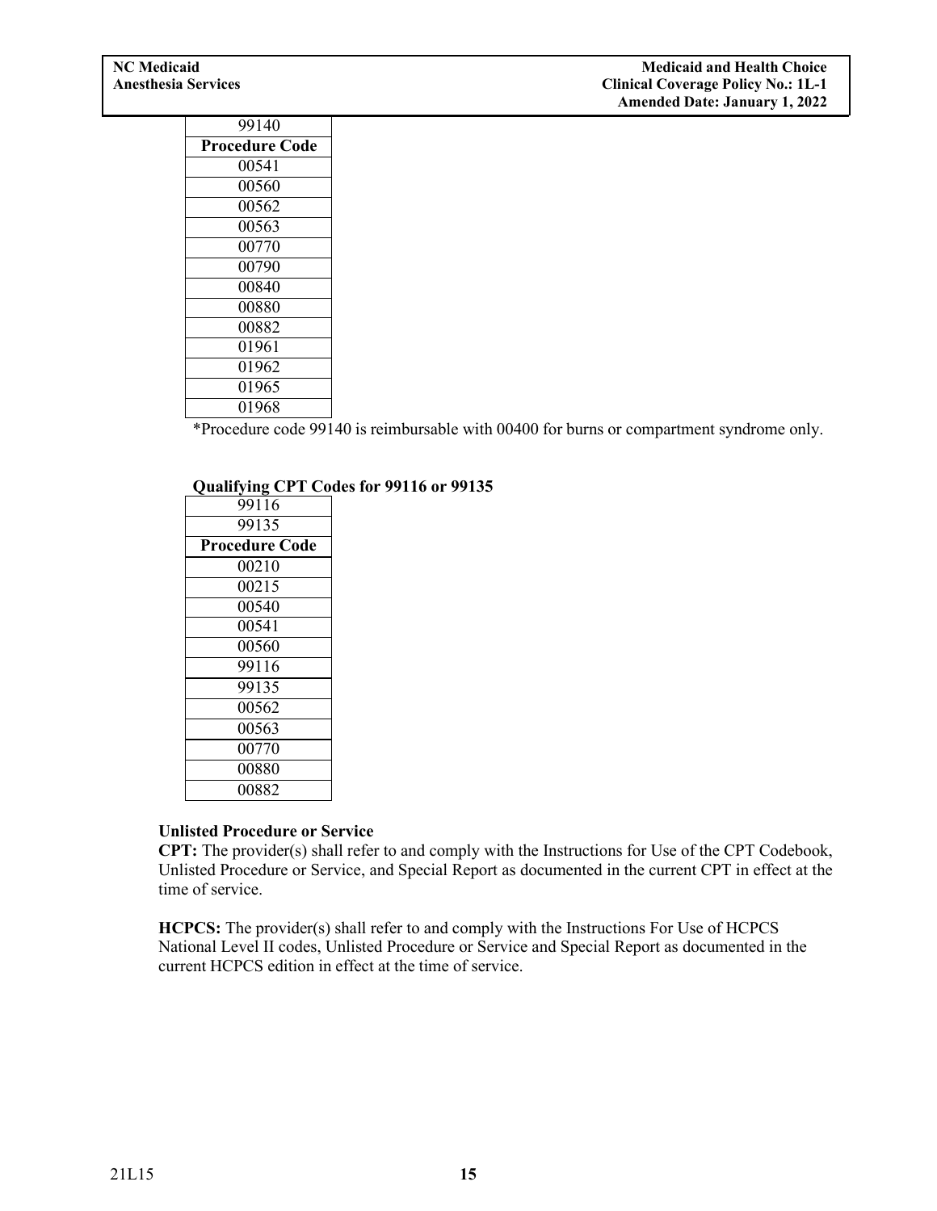| 99140 |
| --- |
| **Procedure Code** |
| 00541 |
| 00560 |
| 00562 |
| 00563 |
| 00770 |
| 00790 |
| 00840 |
| 00880 |
| 00882 |
| 01961 |
| 01962 |
| 01965 |
| 01968 |

*Procedure code 99140 is reimbursable with 00400 for burns or compartment syndrome only.

**Qualifying CPT Codes for 99116 or 99135**

| 99116 |
| --- |
| 99135 |
| **Procedure Code** |
| 00210 |
| 00215 |
| 00540 |
| 00541 |
| 00560 |
| 99116 |
| 99135 |
| 00562 |
| 00563 |
| 00770 |
| 00880 |
| 00882 |

**Unlisted Procedure or Service**

**CPT:** The provider(s) shall refer to and comply with the Instructions for Use of the CPT Codebook, Unlisted Procedure or Service, and Special Report as documented in the current CPT in effect at the time of service.

**HCPCS:** The provider(s) shall refer to and comply with the Instructions For Use of HCPCS National Level II codes, Unlisted Procedure or Service and Special Report as documented in the current HCPCS edition in effect at the time of service.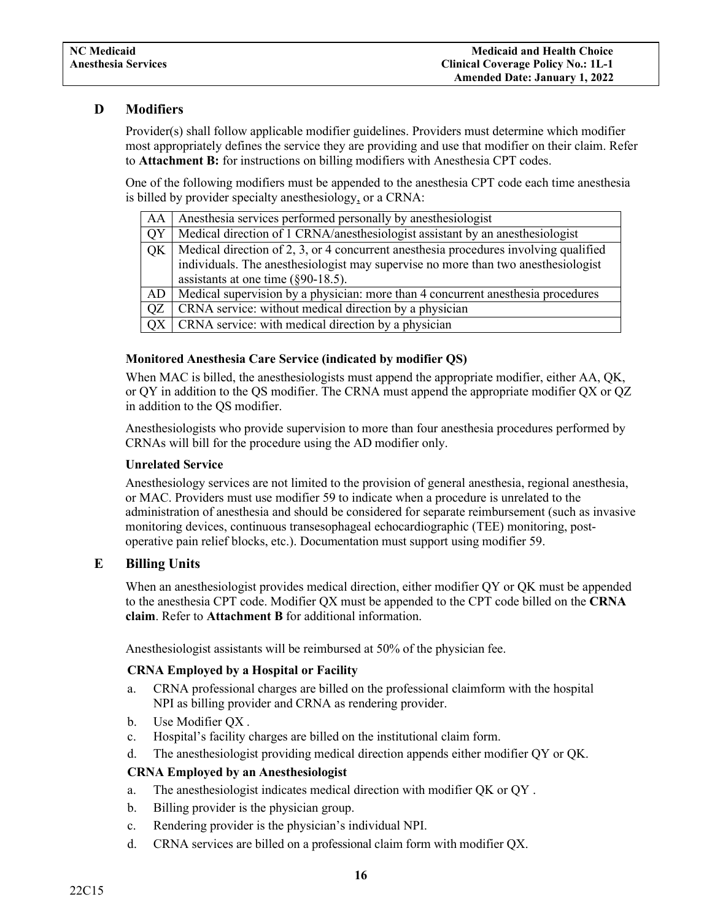## D Modifiers

Provider(s) shall follow applicable modifier guidelines. Providers must determine which modifier most appropriately defines the service they are providing and use that modifier on their claim. Refer to **Attachment B:** for instructions on billing modifiers with Anesthesia CPT codes.

One of the following modifiers must be appended to the anesthesia CPT code each time anesthesia is billed by provider specialty anesthesiology, or a CRNA:

| Modifier | Description |
|---|---|
| AA | Anesthesia services performed personally by anesthesiologist |
| QY | Medical direction of 1 CRNA/anesthesiologist assistant by an anesthesiologist |
| QK | Medical direction of 2, 3, or 4 concurrent anesthesia procedures involving qualified individuals. The anesthesiologist may supervise no more than two anesthesiologist assistants at one time (§90-18.5). |
| AD | Medical supervision by a physician: more than 4 concurrent anesthesia procedures |
| QZ | CRNA service: without medical direction by a physician |
| QX | CRNA service: with medical direction by a physician |

### Monitored Anesthesia Care Service (indicated by modifier QS)

When MAC is billed, the anesthesiologists must append the appropriate modifier, either AA, QK, or QY in addition to the QS modifier. The CRNA must append the appropriate modifier QX or QZ in addition to the QS modifier.

Anesthesiologists who provide supervision to more than four anesthesia procedures performed by CRNAs will bill for the procedure using the AD modifier only.

### Unrelated Service

Anesthesiology services are not limited to the provision of general anesthesia, regional anesthesia, or MAC. Providers must use modifier 59 to indicate when a procedure is unrelated to the administration of anesthesia and should be considered for separate reimbursement (such as invasive monitoring devices, continuous transesophageal echocardiographic (TEE) monitoring, post-operative pain relief blocks, etc.). Documentation must support using modifier 59.

## E Billing Units

When an anesthesiologist provides medical direction, either modifier QY or QK must be appended to the anesthesia CPT code. Modifier QX must be appended to the CPT code billed on the **CRNA claim**. Refer to **Attachment B** for additional information.

Anesthesiologist assistants will be reimbursed at 50% of the physician fee.

### CRNA Employed by a Hospital or Facility

a. CRNA professional charges are billed on the professional claimform with the hospital NPI as billing provider and CRNA as rendering provider.
b. Use Modifier QX .
c. Hospital's facility charges are billed on the institutional claim form.
d. The anesthesiologist providing medical direction appends either modifier QY or QK.

### CRNA Employed by an Anesthesiologist

a. The anesthesiologist indicates medical direction with modifier QK or QY .
b. Billing provider is the physician group.
c. Rendering provider is the physician's individual NPI.
d. CRNA services are billed on a professional claim form with modifier QX.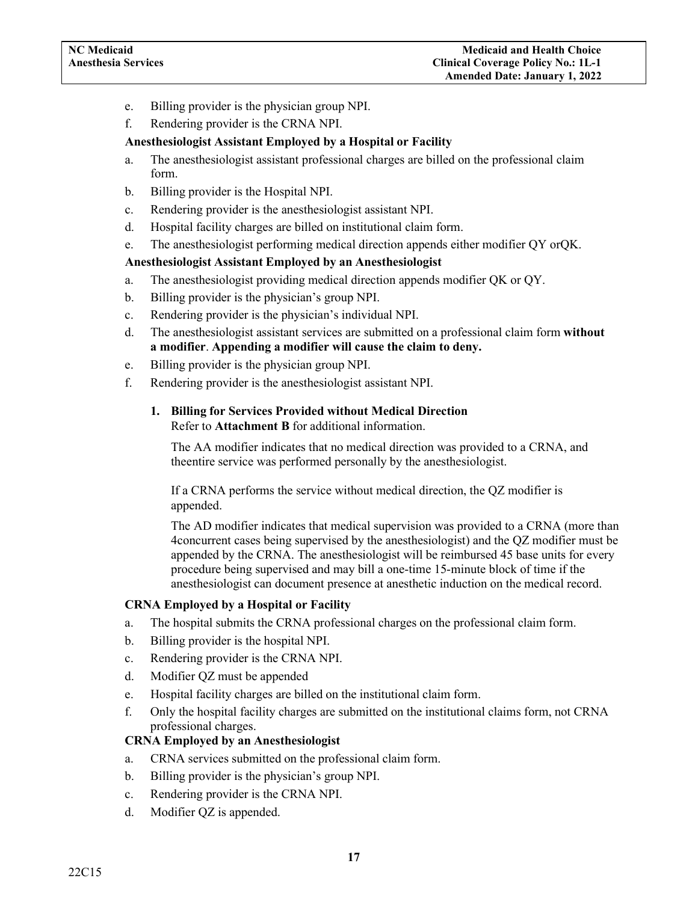e. Billing provider is the physician group NPI.
f. Rendering provider is the CRNA NPI.

**Anesthesiologist Assistant Employed by a Hospital or Facility**

a. The anesthesiologist assistant professional charges are billed on the professional claim form.
b. Billing provider is the Hospital NPI.
c. Rendering provider is the anesthesiologist assistant NPI.
d. Hospital facility charges are billed on institutional claim form.
e. The anesthesiologist performing medical direction appends either modifier QY orQK.

**Anesthesiologist Assistant Employed by an Anesthesiologist**

a. The anesthesiologist providing medical direction appends modifier QK or QY.
b. Billing provider is the physician's group NPI.
c. Rendering provider is the physician's individual NPI.
d. The anesthesiologist assistant services are submitted on a professional claim form **without a modifier**. **Appending a modifier will cause the claim to deny.**
e. Billing provider is the physician group NPI.
f. Rendering provider is the anesthesiologist assistant NPI.

**1. Billing for Services Provided without Medical Direction**

Refer to **Attachment B** for additional information.

The AA modifier indicates that no medical direction was provided to a CRNA, and theentire service was performed personally by the anesthesiologist.

If a CRNA performs the service without medical direction, the QZ modifier is appended.

The AD modifier indicates that medical supervision was provided to a CRNA (more than 4concurrent cases being supervised by the anesthesiologist) and the QZ modifier must be appended by the CRNA. The anesthesiologist will be reimbursed 45 base units for every procedure being supervised and may bill a one-time 15-minute block of time if the anesthesiologist can document presence at anesthetic induction on the medical record.

**CRNA Employed by a Hospital or Facility**

a. The hospital submits the CRNA professional charges on the professional claim form.
b. Billing provider is the hospital NPI.
c. Rendering provider is the CRNA NPI.
d. Modifier QZ must be appended
e. Hospital facility charges are billed on the institutional claim form.
f. Only the hospital facility charges are submitted on the institutional claims form, not CRNA professional charges.

**CRNA Employed by an Anesthesiologist**

a. CRNA services submitted on the professional claim form.
b. Billing provider is the physician's group NPI.
c. Rendering provider is the CRNA NPI.
d. Modifier QZ is appended.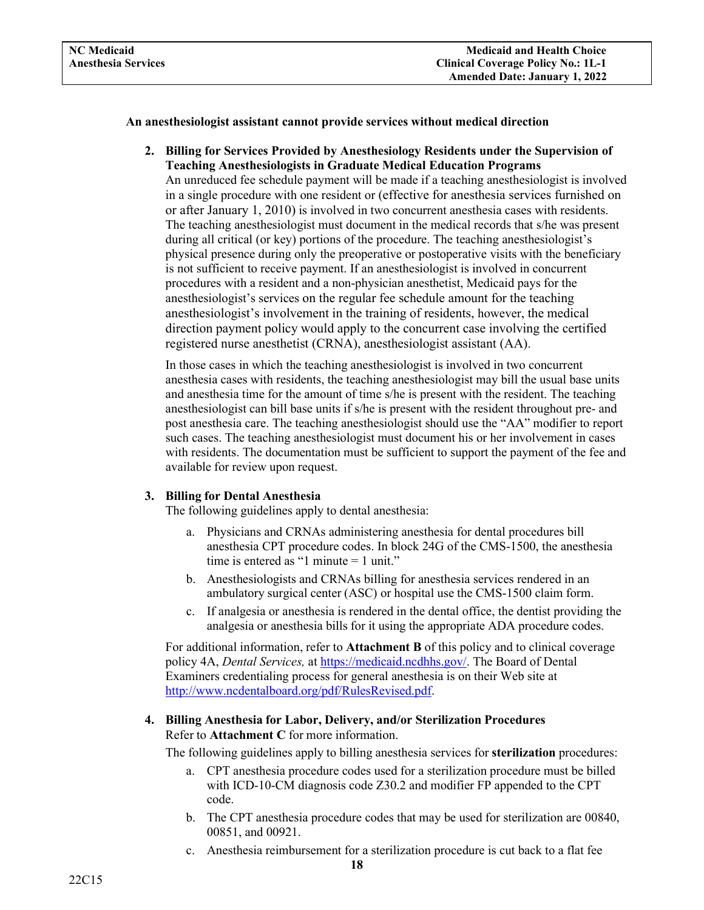**An anesthesiologist assistant cannot provide services without medical direction**

2. **Billing for Services Provided by Anesthesiology Residents under the Supervision of Teaching Anesthesiologists in Graduate Medical Education Programs**

   An unreduced fee schedule payment will be made if a teaching anesthesiologist is involved in a single procedure with one resident or (effective for anesthesia services furnished on or after January 1, 2010) is involved in two concurrent anesthesia cases with residents. The teaching anesthesiologist must document in the medical records that s/he was present during all critical (or key) portions of the procedure. The teaching anesthesiologist's physical presence during only the preoperative or postoperative visits with the beneficiary is not sufficient to receive payment. If an anesthesiologist is involved in concurrent procedures with a resident and a non-physician anesthetist, Medicaid pays for the anesthesiologist's services on the regular fee schedule amount for the teaching anesthesiologist's involvement in the training of residents, however, the medical direction payment policy would apply to the concurrent case involving the certified registered nurse anesthetist (CRNA), anesthesiologist assistant (AA).

   In those cases in which the teaching anesthesiologist is involved in two concurrent anesthesia cases with residents, the teaching anesthesiologist may bill the usual base units and anesthesia time for the amount of time s/he is present with the resident. The teaching anesthesiologist can bill base units if s/he is present with the resident throughout pre- and post anesthesia care. The teaching anesthesiologist should use the "AA" modifier to report such cases. The teaching anesthesiologist must document his or her involvement in cases with residents. The documentation must be sufficient to support the payment of the fee and available for review upon request.

3. **Billing for Dental Anesthesia**

   The following guidelines apply to dental anesthesia:

   a. Physicians and CRNAs administering anesthesia for dental procedures bill anesthesia CPT procedure codes. In block 24G of the CMS-1500, the anesthesia time is entered as "1 minute = 1 unit."
   b. Anesthesiologists and CRNAs billing for anesthesia services rendered in an ambulatory surgical center (ASC) or hospital use the CMS-1500 claim form.
   c. If analgesia or anesthesia is rendered in the dental office, the dentist providing the analgesia or anesthesia bills for it using the appropriate ADA procedure codes.

   For additional information, refer to **Attachment B** of this policy and to clinical coverage policy 4A, *Dental Services,* at https://medicaid.ncdhhs.gov/. The Board of Dental Examiners credentialing process for general anesthesia is on their Web site at http://www.ncdentalboard.org/pdf/RulesRevised.pdf.

4. **Billing Anesthesia for Labor, Delivery, and/or Sterilization Procedures**

   Refer to **Attachment C** for more information.

   The following guidelines apply to billing anesthesia services for **sterilization** procedures:

   a. CPT anesthesia procedure codes used for a sterilization procedure must be billed with ICD-10-CM diagnosis code Z30.2 and modifier FP appended to the CPT code.
   b. The CPT anesthesia procedure codes that may be used for sterilization are 00840, 00851, and 00921.
   c. Anesthesia reimbursement for a sterilization procedure is cut back to a flat fee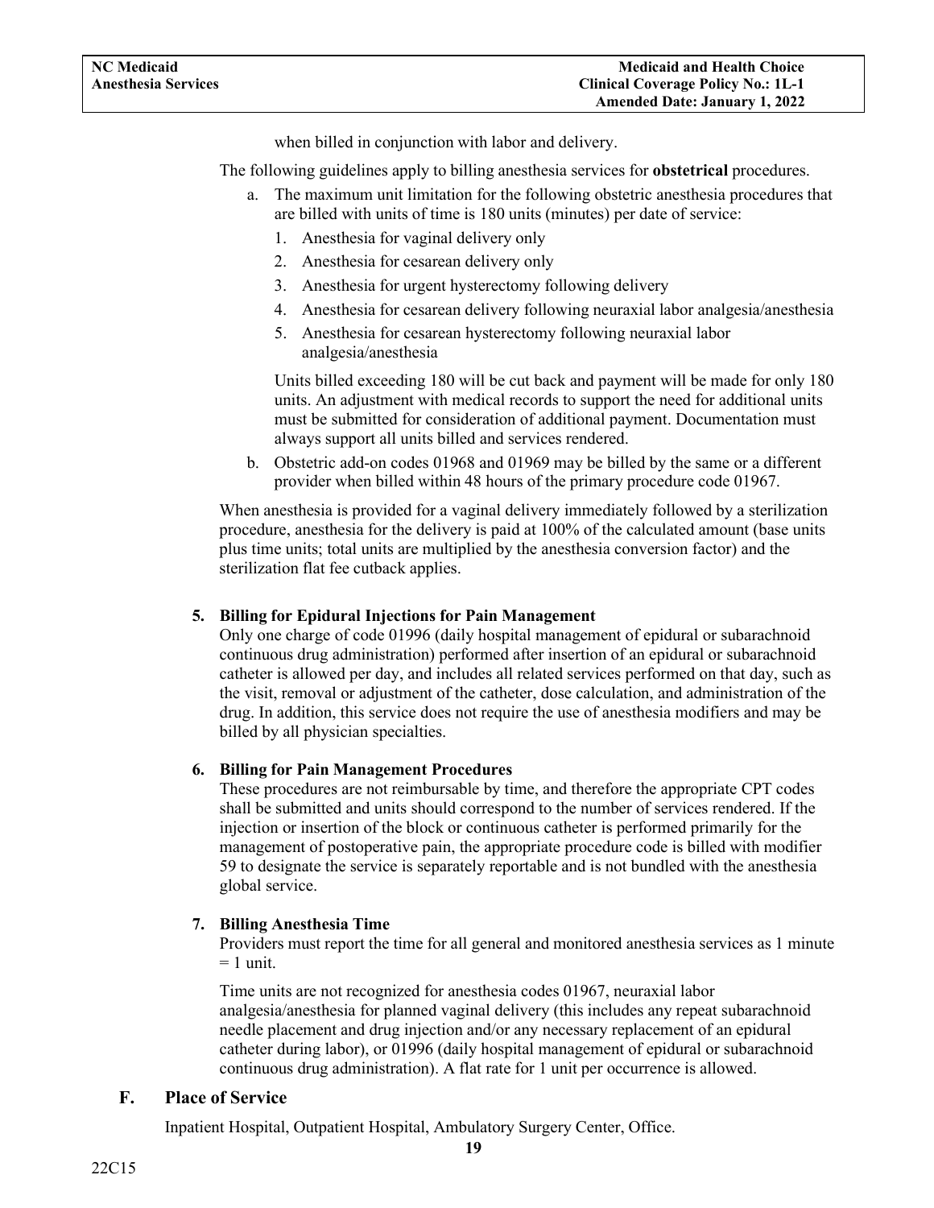when billed in conjunction with labor and delivery.

The following guidelines apply to billing anesthesia services for **obstetrical** procedures.

a. The maximum unit limitation for the following obstetric anesthesia procedures that are billed with units of time is 180 units (minutes) per date of service:
   1. Anesthesia for vaginal delivery only
   2. Anesthesia for cesarean delivery only
   3. Anesthesia for urgent hysterectomy following delivery
   4. Anesthesia for cesarean delivery following neuraxial labor analgesia/anesthesia
   5. Anesthesia for cesarean hysterectomy following neuraxial labor analgesia/anesthesia

   Units billed exceeding 180 will be cut back and payment will be made for only 180 units. An adjustment with medical records to support the need for additional units must be submitted for consideration of additional payment. Documentation must always support all units billed and services rendered.

b. Obstetric add-on codes 01968 and 01969 may be billed by the same or a different provider when billed within 48 hours of the primary procedure code 01967.

When anesthesia is provided for a vaginal delivery immediately followed by a sterilization procedure, anesthesia for the delivery is paid at 100% of the calculated amount (base units plus time units; total units are multiplied by the anesthesia conversion factor) and the sterilization flat fee cutback applies.

#### 5. Billing for Epidural Injections for Pain Management

Only one charge of code 01996 (daily hospital management of epidural or subarachnoid continuous drug administration) performed after insertion of an epidural or subarachnoid catheter is allowed per day, and includes all related services performed on that day, such as the visit, removal or adjustment of the catheter, dose calculation, and administration of the drug. In addition, this service does not require the use of anesthesia modifiers and may be billed by all physician specialties.

#### 6. Billing for Pain Management Procedures

These procedures are not reimbursable by time, and therefore the appropriate CPT codes shall be submitted and units should correspond to the number of services rendered. If the injection or insertion of the block or continuous catheter is performed primarily for the management of postoperative pain, the appropriate procedure code is billed with modifier 59 to designate the service is separately reportable and is not bundled with the anesthesia global service.

#### 7. Billing Anesthesia Time

Providers must report the time for all general and monitored anesthesia services as 1 minute = 1 unit.

Time units are not recognized for anesthesia codes 01967, neuraxial labor analgesia/anesthesia for planned vaginal delivery (this includes any repeat subarachnoid needle placement and drug injection and/or any necessary replacement of an epidural catheter during labor), or 01996 (daily hospital management of epidural or subarachnoid continuous drug administration). A flat rate for 1 unit per occurrence is allowed.

### F. Place of Service

Inpatient Hospital, Outpatient Hospital, Ambulatory Surgery Center, Office.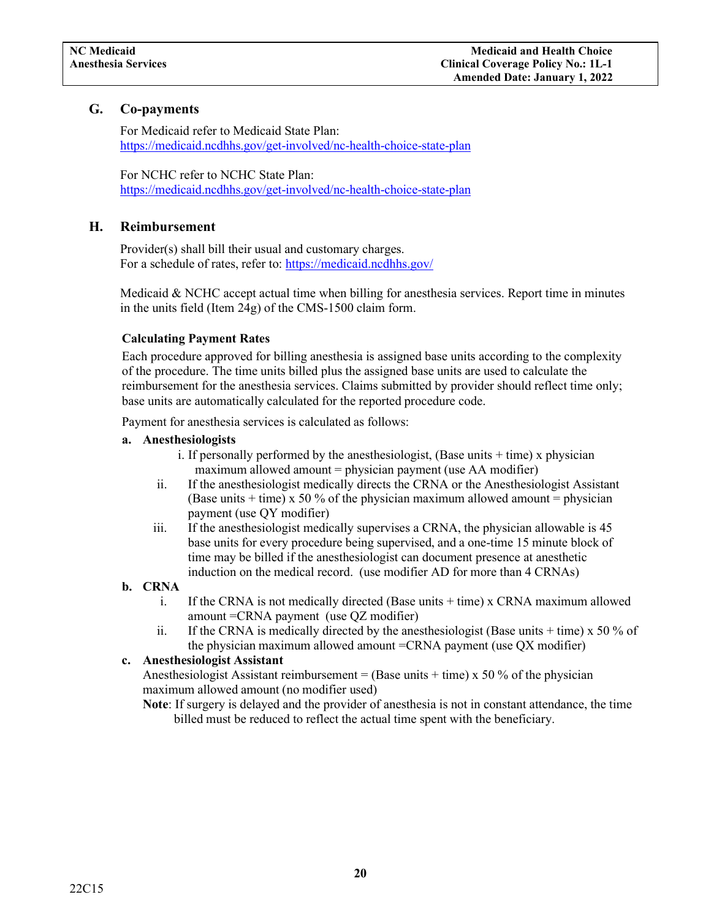## G. Co-payments

For Medicaid refer to Medicaid State Plan:
https://medicaid.ncdhhs.gov/get-involved/nc-health-choice-state-plan

For NCHC refer to NCHC State Plan:
https://medicaid.ncdhhs.gov/get-involved/nc-health-choice-state-plan

## H. Reimbursement

Provider(s) shall bill their usual and customary charges.
For a schedule of rates, refer to: https://medicaid.ncdhhs.gov/

Medicaid & NCHC accept actual time when billing for anesthesia services. Report time in minutes in the units field (Item 24g) of the CMS-1500 claim form.

**Calculating Payment Rates**

Each procedure approved for billing anesthesia is assigned base units according to the complexity of the procedure. The time units billed plus the assigned base units are used to calculate the reimbursement for the anesthesia services. Claims submitted by provider should reflect time only; base units are automatically calculated for the reported procedure code.

Payment for anesthesia services is calculated as follows:

**a. Anesthesiologists**

i. If personally performed by the anesthesiologist, (Base units + time) x physician maximum allowed amount = physician payment (use AA modifier)

ii. If the anesthesiologist medically directs the CRNA or the Anesthesiologist Assistant (Base units + time) x 50 % of the physician maximum allowed amount = physician payment (use QY modifier)

iii. If the anesthesiologist medically supervises a CRNA, the physician allowable is 45 base units for every procedure being supervised, and a one-time 15 minute block of time may be billed if the anesthesiologist can document presence at anesthetic induction on the medical record. (use modifier AD for more than 4 CRNAs)

**b. CRNA**

i. If the CRNA is not medically directed (Base units + time) x CRNA maximum allowed amount =CRNA payment (use QZ modifier)

ii. If the CRNA is medically directed by the anesthesiologist (Base units + time) x 50 % of the physician maximum allowed amount =CRNA payment (use QX modifier)

**c. Anesthesiologist Assistant**

Anesthesiologist Assistant reimbursement = (Base units + time) x 50 % of the physician maximum allowed amount (no modifier used)

**Note**: If surgery is delayed and the provider of anesthesia is not in constant attendance, the time billed must be reduced to reflect the actual time spent with the beneficiary.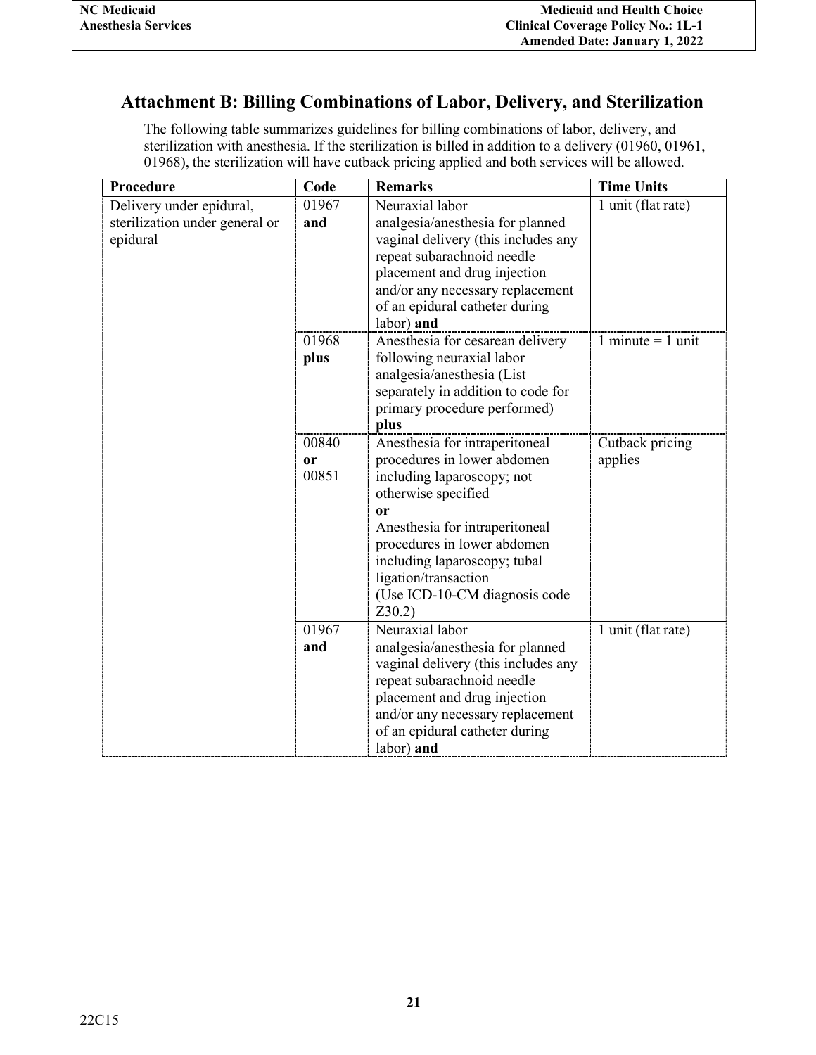## Attachment B: Billing Combinations of Labor, Delivery, and Sterilization

The following table summarizes guidelines for billing combinations of labor, delivery, and sterilization with anesthesia. If the sterilization is billed in addition to a delivery (01960, 01961, 01968), the sterilization will have cutback pricing applied and both services will be allowed.

| Procedure | Code | Remarks | Time Units |
|---|---|---|---|
| Delivery under epidural, sterilization under general or epidural | 01967 **and** | Neuraxial labor analgesia/anesthesia for planned vaginal delivery (this includes any repeat subarachnoid needle placement and drug injection and/or any necessary replacement of an epidural catheter during labor) **and** | 1 unit (flat rate) |
| | 01968 **plus** | Anesthesia for cesarean delivery following neuraxial labor analgesia/anesthesia (List separately in addition to code for primary procedure performed) **plus** | 1 minute = 1 unit |
| | 00840 **or** 00851 | Anesthesia for intraperitoneal procedures in lower abdomen including laparoscopy; not otherwise specified **or** Anesthesia for intraperitoneal procedures in lower abdomen including laparoscopy; tubal ligation/transaction (Use ICD-10-CM diagnosis code Z30.2) | Cutback pricing applies |
| | 01967 **and** | Neuraxial labor analgesia/anesthesia for planned vaginal delivery (this includes any repeat subarachnoid needle placement and drug injection and/or any necessary replacement of an epidural catheter during labor) **and** | 1 unit (flat rate) |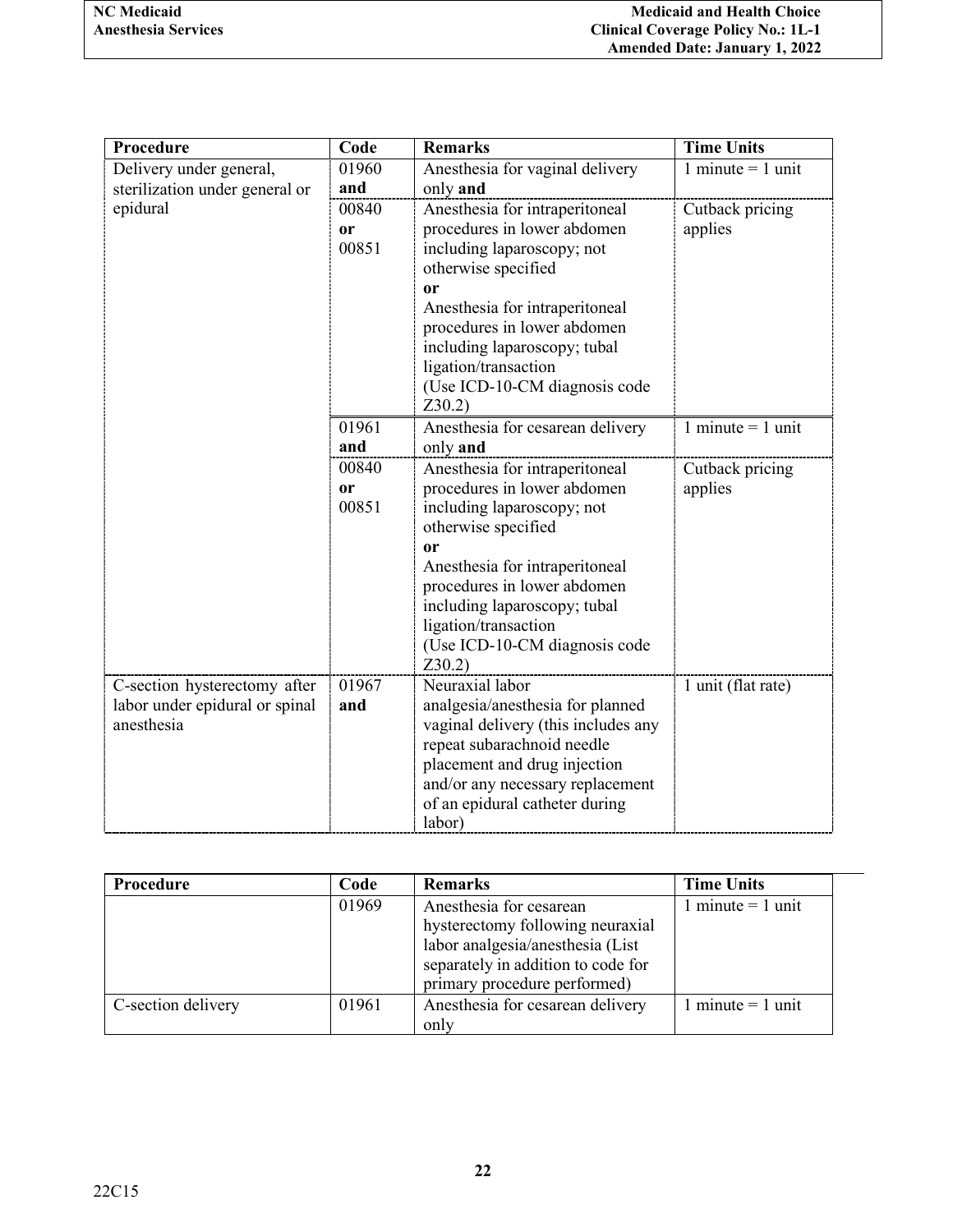| Procedure | Code | Remarks | Time Units |
|---|---|---|---|
| Delivery under general, sterilization under general or epidural | 01960 **and** | Anesthesia for vaginal delivery only **and** | 1 minute = 1 unit |
| | 00840 **or** 00851 | Anesthesia for intraperitoneal procedures in lower abdomen including laparoscopy; not otherwise specified **or** Anesthesia for intraperitoneal procedures in lower abdomen including laparoscopy; tubal ligation/transaction (Use ICD-10-CM diagnosis code Z30.2) | Cutback pricing applies |
| | 01961 **and** | Anesthesia for cesarean delivery only **and** | 1 minute = 1 unit |
| | 00840 **or** 00851 | Anesthesia for intraperitoneal procedures in lower abdomen including laparoscopy; not otherwise specified **or** Anesthesia for intraperitoneal procedures in lower abdomen including laparoscopy; tubal ligation/transaction (Use ICD-10-CM diagnosis code Z30.2) | Cutback pricing applies |
| C-section hysterectomy after labor under epidural or spinal anesthesia | 01967 **and** | Neuraxial labor analgesia/anesthesia for planned vaginal delivery (this includes any repeat subarachnoid needle placement and drug injection and/or any necessary replacement of an epidural catheter during labor) | 1 unit (flat rate) |
| | 01969 | Anesthesia for cesarean hysterectomy following neuraxial labor analgesia/anesthesia (List separately in addition to code for primary procedure performed) | 1 minute = 1 unit |
| C-section delivery | 01961 | Anesthesia for cesarean delivery only | 1 minute = 1 unit |